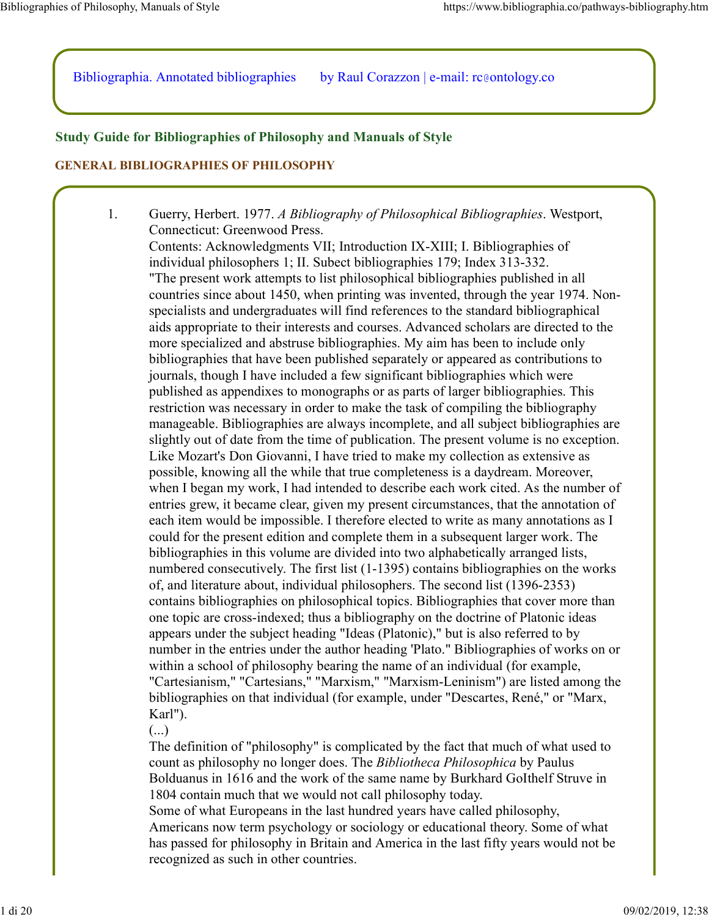Bibliographia. Annotated bibliographies by Raul Corazzon | e-mail: rc@ontology.co

## Study Guide for Bibliographies of Philosophy and Manuals of Style

### GENERAL BIBLIOGRAPHIES OF PHILOSOPHY

1. Guerry, Herbert. 1977. *A Bibliography of Philosophical Bibliographies*. Westport, Connecticut: Greenwood Press.
   Contents: Acknowledgments VII; Introduction IX-XIII; I. Bibliographies of individual philosophers 1; II. Subect bibliographies 179; Index 313-332.
   "The present work attempts to list philosophical bibliographies published in all countries since about 1450, when printing was invented, through the year 1974. Non-specialists and undergraduates will find references to the standard bibliographical aids appropriate to their interests and courses. Advanced scholars are directed to the more specialized and abstruse bibliographies. My aim has been to include only bibliographies that have been published separately or appeared as contributions to journals, though I have included a few significant bibliographies which were published as appendixes to monographs or as parts of larger bibliographies. This restriction was necessary in order to make the task of compiling the bibliography manageable. Bibliographies are always incomplete, and all subject bibliographies are slightly out of date from the time of publication. The present volume is no exception. Like Mozart's Don Giovanni, I have tried to make my collection as extensive as possible, knowing all the while that true completeness is a daydream. Moreover, when I began my work, I had intended to describe each work cited. As the number of entries grew, it became clear, given my present circumstances, that the annotation of each item would be impossible. I therefore elected to write as many annotations as I could for the present edition and complete them in a subsequent larger work. The bibliographies in this volume are divided into two alphabetically arranged lists, numbered consecutively. The first list (1-1395) contains bibliographies on the works of, and literature about, individual philosophers. The second list (1396-2353) contains bibliographies on philosophical topics. Bibliographies that cover more than one topic are cross-indexed; thus a bibliography on the doctrine of Platonic ideas appears under the subject heading "Ideas (Platonic)," but is also referred to by number in the entries under the author heading 'Plato." Bibliographies of works on or within a school of philosophy bearing the name of an individual (for example, "Cartesianism," "Cartesians," "Marxism," "Marxism-Leninism") are listed among the bibliographies on that individual (for example, under "Descartes, René," or "Marx, Karl").
   (...)
   The definition of "philosophy" is complicated by the fact that much of what used to count as philosophy no longer does. The *Bibliotheca Philosophica* by Paulus Bolduanus in 1616 and the work of the same name by Burkhard GoIthelf Struve in 1804 contain much that we would not call philosophy today.
   Some of what Europeans in the last hundred years have called philosophy, Americans now term psychology or sociology or educational theory. Some of what has passed for philosophy in Britain and America in the last fifty years would not be recognized as such in other countries.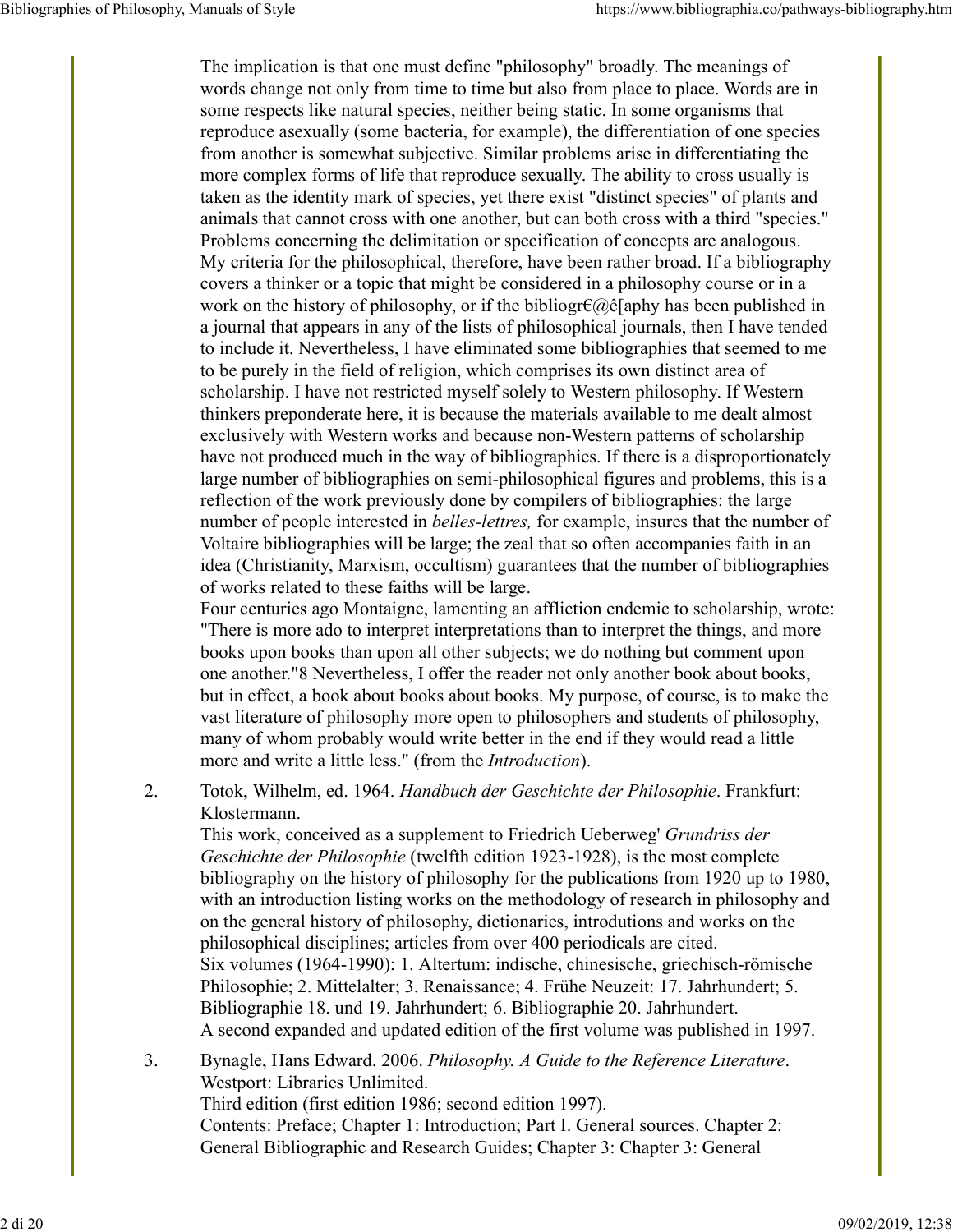The implication is that one must define "philosophy" broadly. The meanings of words change not only from time to time but also from place to place. Words are in some respects like natural species, neither being static. In some organisms that reproduce asexually (some bacteria, for example), the differentiation of one species from another is somewhat subjective. Similar problems arise in differentiating the more complex forms of life that reproduce sexually. The ability to cross usually is taken as the identity mark of species, yet there exist "distinct species" of plants and animals that cannot cross with one another, but can both cross with a third "species." Problems concerning the delimitation or specification of concepts are analogous. My criteria for the philosophical, therefore, have been rather broad. If a bibliography covers a thinker or a topic that might be considered in a philosophy course or in a work on the history of philosophy, or if the bibliogr€@ê[aphy has been published in a journal that appears in any of the lists of philosophical journals, then I have tended to include it. Nevertheless, I have eliminated some bibliographies that seemed to me to be purely in the field of religion, which comprises its own distinct area of scholarship. I have not restricted myself solely to Western philosophy. If Western thinkers preponderate here, it is because the materials available to me dealt almost exclusively with Western works and because non-Western patterns of scholarship have not produced much in the way of bibliographies. If there is a disproportionately large number of bibliographies on semi-philosophical figures and problems, this is a reflection of the work previously done by compilers of bibliographies: the large number of people interested in *belles-lettres,* for example, insures that the number of Voltaire bibliographies will be large; the zeal that so often accompanies faith in an idea (Christianity, Marxism, occultism) guarantees that the number of bibliographies of works related to these faiths will be large.
Four centuries ago Montaigne, lamenting an affliction endemic to scholarship, wrote: "There is more ado to interpret interpretations than to interpret the things, and more books upon books than upon all other subjects; we do nothing but comment upon one another."8 Nevertheless, I offer the reader not only another book about books, but in effect, a book about books about books. My purpose, of course, is to make the vast literature of philosophy more open to philosophers and students of philosophy, many of whom probably would write better in the end if they would read a little more and write a little less." (from the *Introduction*).

2. Totok, Wilhelm, ed. 1964. *Handbuch der Geschichte der Philosophie*. Frankfurt: Klostermann.
   This work, conceived as a supplement to Friedrich Ueberweg' *Grundriss der Geschichte der Philosophie* (twelfth edition 1923-1928), is the most complete bibliography on the history of philosophy for the publications from 1920 up to 1980, with an introduction listing works on the methodology of research in philosophy and on the general history of philosophy, dictionaries, introdutions and works on the philosophical disciplines; articles from over 400 periodicals are cited.
   Six volumes (1964-1990): 1. Altertum: indische, chinesische, griechisch-römische Philosophie; 2. Mittelalter; 3. Renaissance; 4. Frühe Neuzeit: 17. Jahrhundert; 5. Bibliographie 18. und 19. Jahrhundert; 6. Bibliographie 20. Jahrhundert.
   A second expanded and updated edition of the first volume was published in 1997.

3. Bynagle, Hans Edward. 2006. *Philosophy. A Guide to the Reference Literature*. Westport: Libraries Unlimited.
   Third edition (first edition 1986; second edition 1997).
   Contents: Preface; Chapter 1: Introduction; Part I. General sources. Chapter 2: General Bibliographic and Research Guides; Chapter 3: Chapter 3: General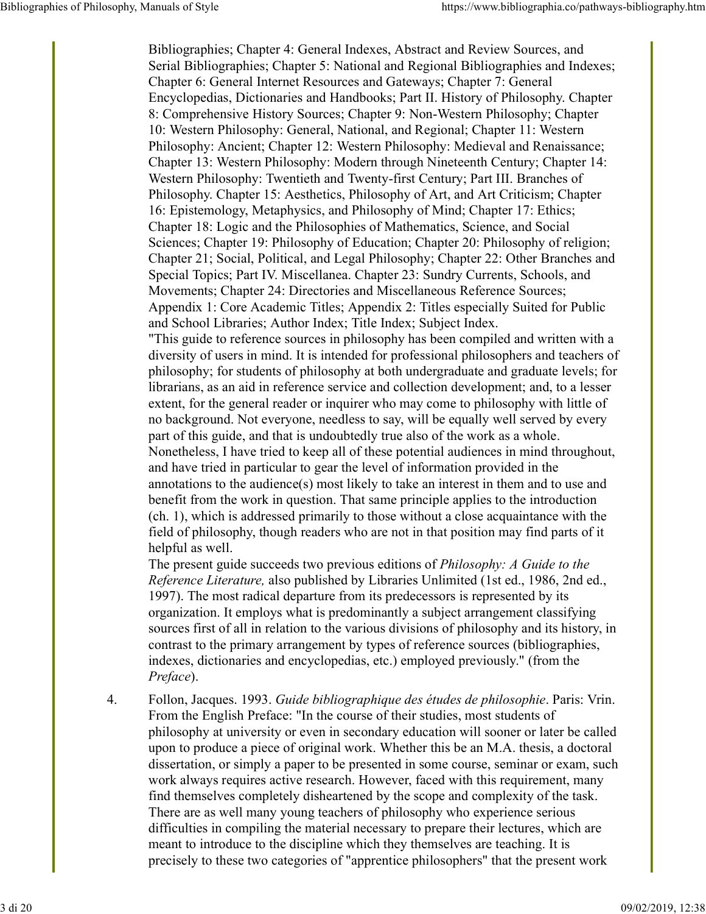Bibliographies; Chapter 4: General Indexes, Abstract and Review Sources, and Serial Bibliographies; Chapter 5: National and Regional Bibliographies and Indexes; Chapter 6: General Internet Resources and Gateways; Chapter 7: General Encyclopedias, Dictionaries and Handbooks; Part II. History of Philosophy. Chapter 8: Comprehensive History Sources; Chapter 9: Non-Western Philosophy; Chapter 10: Western Philosophy: General, National, and Regional; Chapter 11: Western Philosophy: Ancient; Chapter 12: Western Philosophy: Medieval and Renaissance; Chapter 13: Western Philosophy: Modern through Nineteenth Century; Chapter 14: Western Philosophy: Twentieth and Twenty-first Century; Part III. Branches of Philosophy. Chapter 15: Aesthetics, Philosophy of Art, and Art Criticism; Chapter 16: Epistemology, Metaphysics, and Philosophy of Mind; Chapter 17: Ethics; Chapter 18: Logic and the Philosophies of Mathematics, Science, and Social Sciences; Chapter 19: Philosophy of Education; Chapter 20: Philosophy of religion; Chapter 21; Social, Political, and Legal Philosophy; Chapter 22: Other Branches and Special Topics; Part IV. Miscellanea. Chapter 23: Sundry Currents, Schools, and Movements; Chapter 24: Directories and Miscellaneous Reference Sources; Appendix 1: Core Academic Titles; Appendix 2: Titles especially Suited for Public and School Libraries; Author Index; Title Index; Subject Index.
"This guide to reference sources in philosophy has been compiled and written with a diversity of users in mind. It is intended for professional philosophers and teachers of philosophy; for students of philosophy at both undergraduate and graduate levels; for librarians, as an aid in reference service and collection development; and, to a lesser extent, for the general reader or inquirer who may come to philosophy with little of no background. Not everyone, needless to say, will be equally well served by every part of this guide, and that is undoubtedly true also of the work as a whole. Nonetheless, I have tried to keep all of these potential audiences in mind throughout, and have tried in particular to gear the level of information provided in the annotations to the audience(s) most likely to take an interest in them and to use and benefit from the work in question. That same principle applies to the introduction (ch. 1), which is addressed primarily to those without a close acquaintance with the field of philosophy, though readers who are not in that position may find parts of it helpful as well.
The present guide succeeds two previous editions of *Philosophy: A Guide to the Reference Literature,* also published by Libraries Unlimited (1st ed., 1986, 2nd ed., 1997). The most radical departure from its predecessors is represented by its organization. It employs what is predominantly a subject arrangement classifying sources first of all in relation to the various divisions of philosophy and its history, in contrast to the primary arrangement by types of reference sources (bibliographies, indexes, dictionaries and encyclopedias, etc.) employed previously." (from the *Preface*).

4. Follon, Jacques. 1993. *Guide bibliographique des études de philosophie*. Paris: Vrin. From the English Preface: "In the course of their studies, most students of philosophy at university or even in secondary education will sooner or later be called upon to produce a piece of original work. Whether this be an M.A. thesis, a doctoral dissertation, or simply a paper to be presented in some course, seminar or exam, such work always requires active research. However, faced with this requirement, many find themselves completely disheartened by the scope and complexity of the task. There are as well many young teachers of philosophy who experience serious difficulties in compiling the material necessary to prepare their lectures, which are meant to introduce to the discipline which they themselves are teaching. It is precisely to these two categories of "apprentice philosophers" that the present work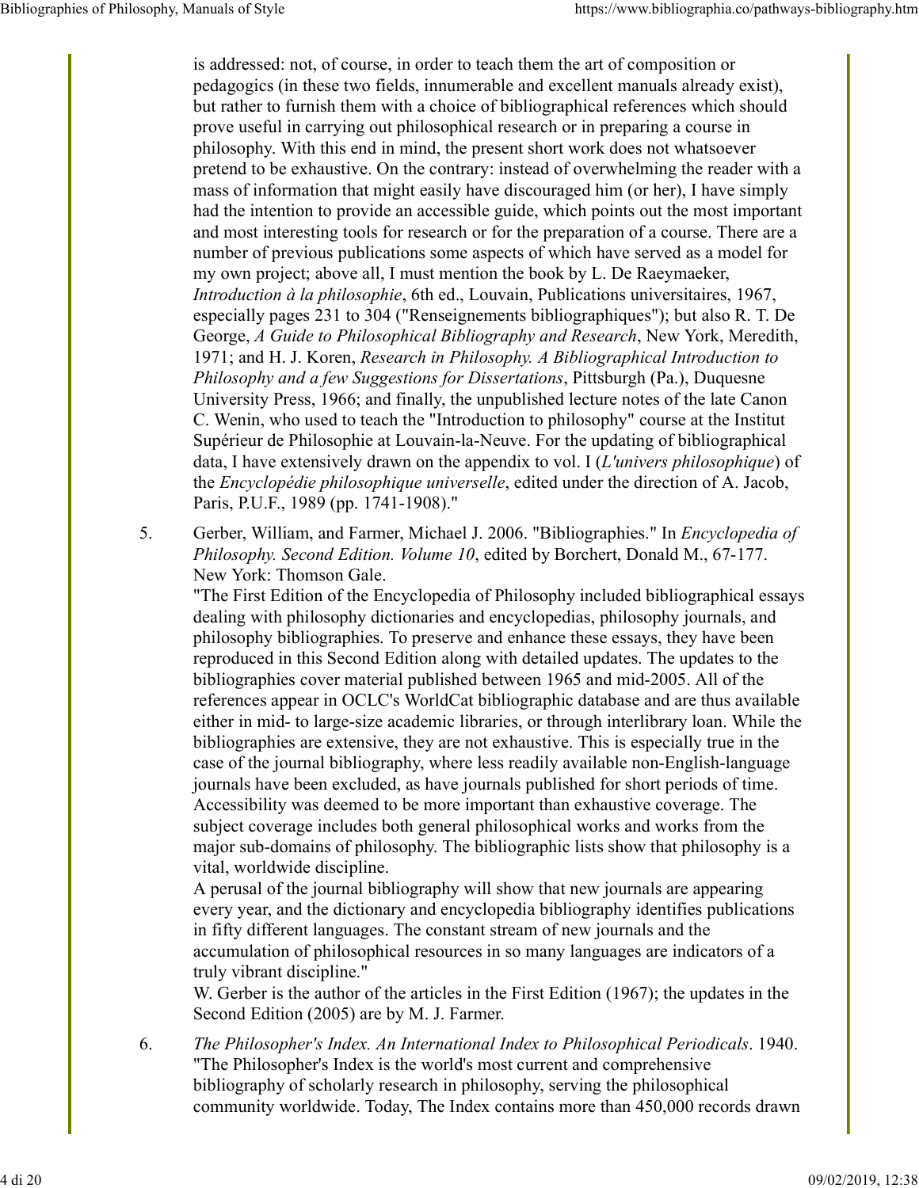is addressed: not, of course, in order to teach them the art of composition or pedagogics (in these two fields, innumerable and excellent manuals already exist), but rather to furnish them with a choice of bibliographical references which should prove useful in carrying out philosophical research or in preparing a course in philosophy. With this end in mind, the present short work does not whatsoever pretend to be exhaustive. On the contrary: instead of overwhelming the reader with a mass of information that might easily have discouraged him (or her), I have simply had the intention to provide an accessible guide, which points out the most important and most interesting tools for research or for the preparation of a course. There are a number of previous publications some aspects of which have served as a model for my own project; above all, I must mention the book by L. De Raeymaeker, *Introduction à la philosophie*, 6th ed., Louvain, Publications universitaires, 1967, especially pages 231 to 304 ("Renseignements bibliographiques"); but also R. T. De George, *A Guide to Philosophical Bibliography and Research*, New York, Meredith, 1971; and H. J. Koren, *Research in Philosophy. A Bibliographical Introduction to Philosophy and a few Suggestions for Dissertations*, Pittsburgh (Pa.), Duquesne University Press, 1966; and finally, the unpublished lecture notes of the late Canon C. Wenin, who used to teach the "Introduction to philosophy" course at the Institut Supérieur de Philosophie at Louvain-la-Neuve. For the updating of bibliographical data, I have extensively drawn on the appendix to vol. I (*L'univers philosophique*) of the *Encyclopédie philosophique universelle*, edited under the direction of A. Jacob, Paris, P.U.F., 1989 (pp. 1741-1908)."

5. Gerber, William, and Farmer, Michael J. 2006. "Bibliographies." In *Encyclopedia of Philosophy. Second Edition. Volume 10*, edited by Borchert, Donald M., 67-177. New York: Thomson Gale.
   "The First Edition of the Encyclopedia of Philosophy included bibliographical essays dealing with philosophy dictionaries and encyclopedias, philosophy journals, and philosophy bibliographies. To preserve and enhance these essays, they have been reproduced in this Second Edition along with detailed updates. The updates to the bibliographies cover material published between 1965 and mid-2005. All of the references appear in OCLC's WorldCat bibliographic database and are thus available either in mid- to large-size academic libraries, or through interlibrary loan. While the bibliographies are extensive, they are not exhaustive. This is especially true in the case of the journal bibliography, where less readily available non-English-language journals have been excluded, as have journals published for short periods of time. Accessibility was deemed to be more important than exhaustive coverage. The subject coverage includes both general philosophical works and works from the major sub-domains of philosophy. The bibliographic lists show that philosophy is a vital, worldwide discipline.
   A perusal of the journal bibliography will show that new journals are appearing every year, and the dictionary and encyclopedia bibliography identifies publications in fifty different languages. The constant stream of new journals and the accumulation of philosophical resources in so many languages are indicators of a truly vibrant discipline."
   W. Gerber is the author of the articles in the First Edition (1967); the updates in the Second Edition (2005) are by M. J. Farmer.

6. *The Philosopher's Index. An International Index to Philosophical Periodicals*. 1940.
   "The Philosopher's Index is the world's most current and comprehensive bibliography of scholarly research in philosophy, serving the philosophical community worldwide. Today, The Index contains more than 450,000 records drawn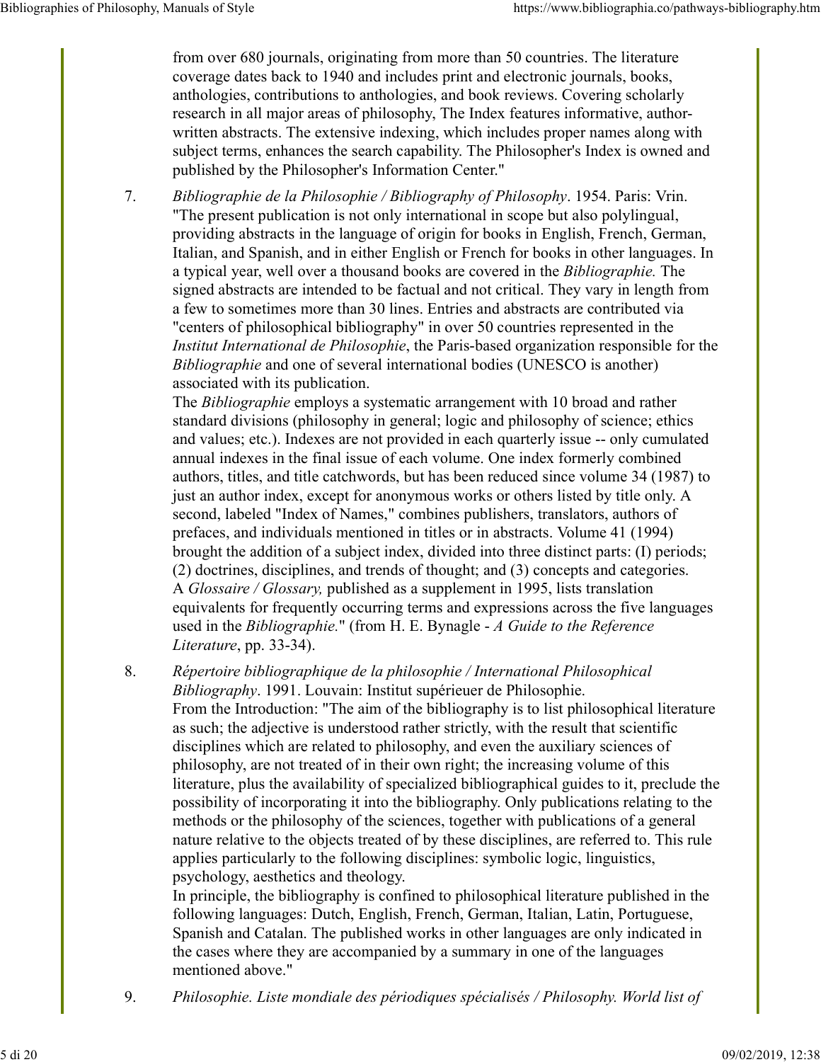from over 680 journals, originating from more than 50 countries. The literature coverage dates back to 1940 and includes print and electronic journals, books, anthologies, contributions to anthologies, and book reviews. Covering scholarly research in all major areas of philosophy, The Index features informative, author-written abstracts. The extensive indexing, which includes proper names along with subject terms, enhances the search capability. The Philosopher's Index is owned and published by the Philosopher's Information Center."

7. *Bibliographie de la Philosophie / Bibliography of Philosophy*. 1954. Paris: Vrin.
   "The present publication is not only international in scope but also polylingual, providing abstracts in the language of origin for books in English, French, German, Italian, and Spanish, and in either English or French for books in other languages. In a typical year, well over a thousand books are covered in the *Bibliographie.* The signed abstracts are intended to be factual and not critical. They vary in length from a few to sometimes more than 30 lines. Entries and abstracts are contributed via "centers of philosophical bibliography" in over 50 countries represented in the *Institut International de Philosophie*, the Paris-based organization responsible for the *Bibliographie* and one of several international bodies (UNESCO is another) associated with its publication.
   The *Bibliographie* employs a systematic arrangement with 10 broad and rather standard divisions (philosophy in general; logic and philosophy of science; ethics and values; etc.). Indexes are not provided in each quarterly issue -- only cumulated annual indexes in the final issue of each volume. One index formerly combined authors, titles, and title catchwords, but has been reduced since volume 34 (1987) to just an author index, except for anonymous works or others listed by title only. A second, labeled "Index of Names," combines publishers, translators, authors of prefaces, and individuals mentioned in titles or in abstracts. Volume 41 (1994) brought the addition of a subject index, divided into three distinct parts: (I) periods; (2) doctrines, disciplines, and trends of thought; and (3) concepts and categories.
   A *Glossaire / Glossary,* published as a supplement in 1995, lists translation equivalents for frequently occurring terms and expressions across the five languages used in the *Bibliographie.*" (from H. E. Bynagle - *A Guide to the Reference Literature*, pp. 33-34).

8. *Répertoire bibliographique de la philosophie / International Philosophical Bibliography*. 1991. Louvain: Institut supérieuer de Philosophie.
   From the Introduction: "The aim of the bibliography is to list philosophical literature as such; the adjective is understood rather strictly, with the result that scientific disciplines which are related to philosophy, and even the auxiliary sciences of philosophy, are not treated of in their own right; the increasing volume of this literature, plus the availability of specialized bibliographical guides to it, preclude the possibility of incorporating it into the bibliography. Only publications relating to the methods or the philosophy of the sciences, together with publications of a general nature relative to the objects treated of by these disciplines, are referred to. This rule applies particularly to the following disciplines: symbolic logic, linguistics, psychology, aesthetics and theology.
   In principle, the bibliography is confined to philosophical literature published in the following languages: Dutch, English, French, German, Italian, Latin, Portuguese, Spanish and Catalan. The published works in other languages are only indicated in the cases where they are accompanied by a summary in one of the languages mentioned above."

9. *Philosophie. Liste mondiale des périodiques spécialisés / Philosophy. World list of*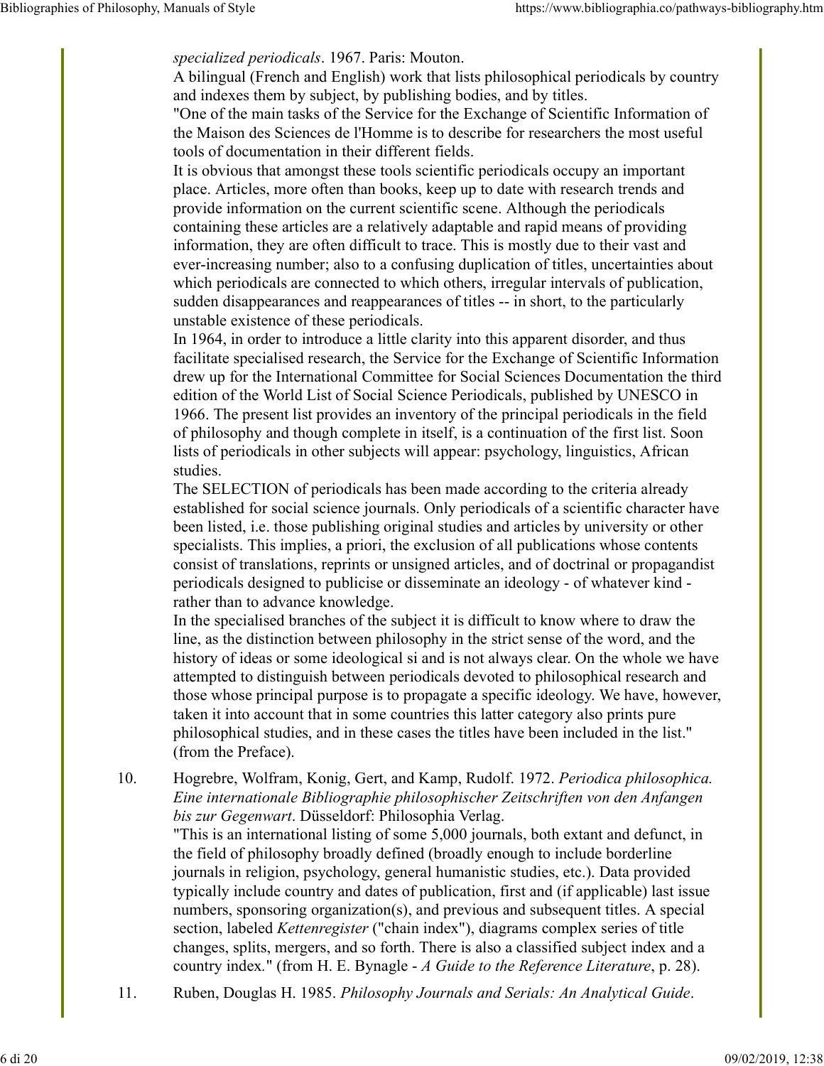*specialized periodicals*. 1967. Paris: Mouton.

A bilingual (French and English) work that lists philosophical periodicals by country and indexes them by subject, by publishing bodies, and by titles.

"One of the main tasks of the Service for the Exchange of Scientific Information of the Maison des Sciences de l'Homme is to describe for researchers the most useful tools of documentation in their different fields.

It is obvious that amongst these tools scientific periodicals occupy an important place. Articles, more often than books, keep up to date with research trends and provide information on the current scientific scene. Although the periodicals containing these articles are a relatively adaptable and rapid means of providing information, they are often difficult to trace. This is mostly due to their vast and ever-increasing number; also to a confusing duplication of titles, uncertainties about which periodicals are connected to which others, irregular intervals of publication, sudden disappearances and reappearances of titles -- in short, to the particularly unstable existence of these periodicals.

In 1964, in order to introduce a little clarity into this apparent disorder, and thus facilitate specialised research, the Service for the Exchange of Scientific Information drew up for the International Committee for Social Sciences Documentation the third edition of the World List of Social Science Periodicals, published by UNESCO in 1966. The present list provides an inventory of the principal periodicals in the field of philosophy and though complete in itself, is a continuation of the first list. Soon lists of periodicals in other subjects will appear: psychology, linguistics, African studies.

The SELECTION of periodicals has been made according to the criteria already established for social science journals. Only periodicals of a scientific character have been listed, i.e. those publishing original studies and articles by university or other specialists. This implies, a priori, the exclusion of all publications whose contents consist of translations, reprints or unsigned articles, and of doctrinal or propagandist periodicals designed to publicise or disseminate an ideology - of whatever kind - rather than to advance knowledge.

In the specialised branches of the subject it is difficult to know where to draw the line, as the distinction between philosophy in the strict sense of the word, and the history of ideas or some ideological si and is not always clear. On the whole we have attempted to distinguish between periodicals devoted to philosophical research and those whose principal purpose is to propagate a specific ideology. We have, however, taken it into account that in some countries this latter category also prints pure philosophical studies, and in these cases the titles have been included in the list." (from the Preface).

10. Hogrebre, Wolfram, Konig, Gert, and Kamp, Rudolf. 1972. *Periodica philosophica. Eine internationale Bibliographie philosophischer Zeitschriften von den Anfangen bis zur Gegenwart*. Düsseldorf: Philosophia Verlag.

    "This is an international listing of some 5,000 journals, both extant and defunct, in the field of philosophy broadly defined (broadly enough to include borderline journals in religion, psychology, general humanistic studies, etc.). Data provided typically include country and dates of publication, first and (if applicable) last issue numbers, sponsoring organization(s), and previous and subsequent titles. A special section, labeled *Kettenregister* ("chain index"), diagrams complex series of title changes, splits, mergers, and so forth. There is also a classified subject index and a country index." (from H. E. Bynagle - *A Guide to the Reference Literature*, p. 28).

11. Ruben, Douglas H. 1985. *Philosophy Journals and Serials: An Analytical Guide*.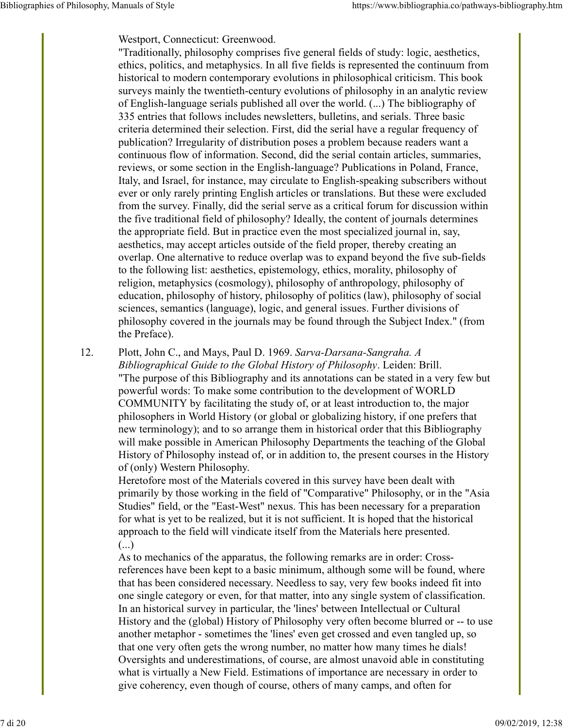Westport, Connecticut: Greenwood.

"Traditionally, philosophy comprises five general fields of study: logic, aesthetics, ethics, politics, and metaphysics. In all five fields is represented the continuum from historical to modern contemporary evolutions in philosophical criticism. This book surveys mainly the twentieth-century evolutions of philosophy in an analytic review of English-language serials published all over the world. (...) The bibliography of 335 entries that follows includes newsletters, bulletins, and serials. Three basic criteria determined their selection. First, did the serial have a regular frequency of publication? Irregularity of distribution poses a problem because readers want a continuous flow of information. Second, did the serial contain articles, summaries, reviews, or some section in the English-language? Publications in Poland, France, Italy, and Israel, for instance, may circulate to English-speaking subscribers without ever or only rarely printing English articles or translations. But these were excluded from the survey. Finally, did the serial serve as a critical forum for discussion within the five traditional field of philosophy? Ideally, the content of journals determines the appropriate field. But in practice even the most specialized journal in, say, aesthetics, may accept articles outside of the field proper, thereby creating an overlap. One alternative to reduce overlap was to expand beyond the five sub-fields to the following list: aesthetics, epistemology, ethics, morality, philosophy of religion, metaphysics (cosmology), philosophy of anthropology, philosophy of education, philosophy of history, philosophy of politics (law), philosophy of social sciences, semantics (language), logic, and general issues. Further divisions of philosophy covered in the journals may be found through the Subject Index." (from the Preface).

12. Plott, John C., and Mays, Paul D. 1969. *Sarva-Darsana-Sangraha. A Bibliographical Guide to the Global History of Philosophy*. Leiden: Brill.
"The purpose of this Bibliography and its annotations can be stated in a very few but powerful words: To make some contribution to the development of WORLD COMMUNITY by facilitating the study of, or at least introduction to, the major philosophers in World History (or global or globalizing history, if one prefers that new terminology); and to so arrange them in historical order that this Bibliography will make possible in American Philosophy Departments the teaching of the Global History of Philosophy instead of, or in addition to, the present courses in the History of (only) Western Philosophy.
Heretofore most of the Materials covered in this survey have been dealt with primarily by those working in the field of "Comparative" Philosophy, or in the "Asia Studies" field, or the "East-West" nexus. This has been necessary for a preparation for what is yet to be realized, but it is not sufficient. It is hoped that the historical approach to the field will vindicate itself from the Materials here presented.
(...)
As to mechanics of the apparatus, the following remarks are in order: Cross-references have been kept to a basic minimum, although some will be found, where that has been considered necessary. Needless to say, very few books indeed fit into one single category or even, for that matter, into any single system of classification. In an historical survey in particular, the 'lines' between Intellectual or Cultural History and the (global) History of Philosophy very often become blurred or -- to use another metaphor - sometimes the 'lines' even get crossed and even tangled up, so that one very often gets the wrong number, no matter how many times he dials! Oversights and underestimations, of course, are almost unavoid able in constituting what is virtually a New Field. Estimations of importance are necessary in order to give coherency, even though of course, others of many camps, and often for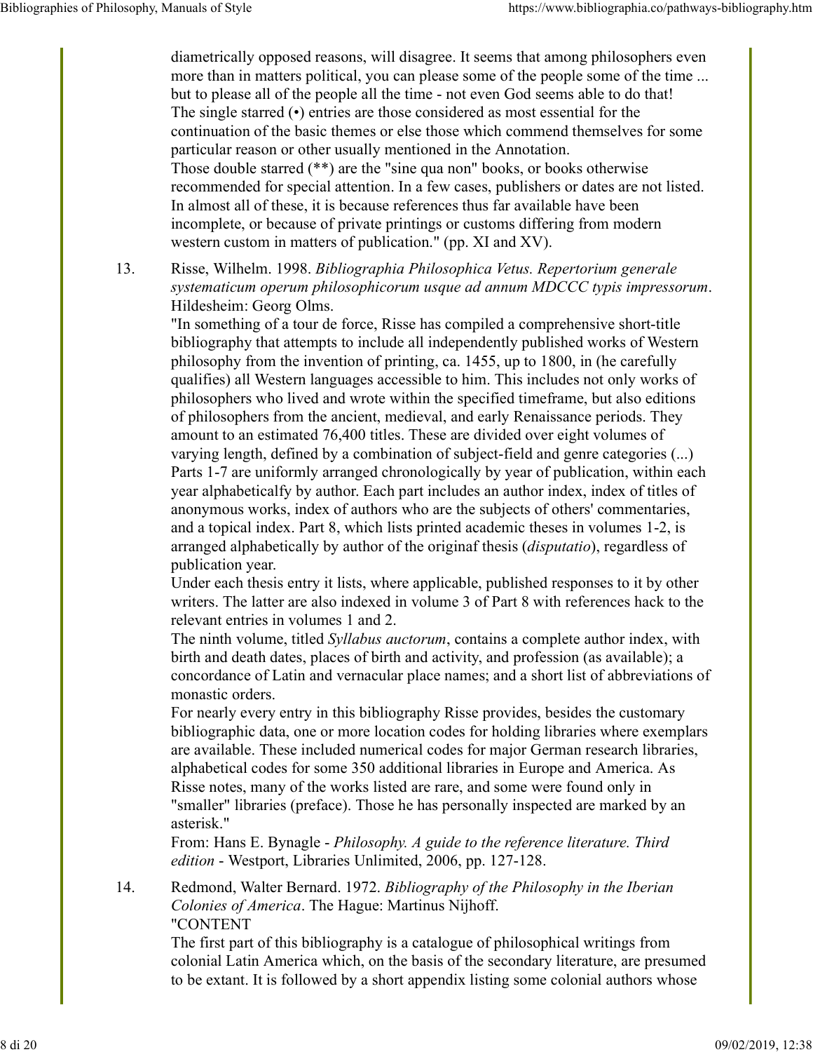diametrically opposed reasons, will disagree. It seems that among philosophers even more than in matters political, you can please some of the people some of the time ... but to please all of the people all the time - not even God seems able to do that!
The single starred (•) entries are those considered as most essential for the continuation of the basic themes or else those which commend themselves for some particular reason or other usually mentioned in the Annotation.
Those double starred (**) are the "sine qua non" books, or books otherwise recommended for special attention. In a few cases, publishers or dates are not listed. In almost all of these, it is because references thus far available have been incomplete, or because of private printings or customs differing from modern western custom in matters of publication." (pp. XI and XV).

13. Risse, Wilhelm. 1998. *Bibliographia Philosophica Vetus. Repertorium generale systematicum operum philosophicorum usque ad annum MDCCC typis impressorum*. Hildesheim: Georg Olms.
"In something of a tour de force, Risse has compiled a comprehensive short-title bibliography that attempts to include all independently published works of Western philosophy from the invention of printing, ca. 1455, up to 1800, in (he carefully qualifies) all Western languages accessible to him. This includes not only works of philosophers who lived and wrote within the specified timeframe, but also editions of philosophers from the ancient, medieval, and early Renaissance periods. They amount to an estimated 76,400 titles. These are divided over eight volumes of varying length, defined by a combination of subject-field and genre categories (...) Parts 1-7 are uniformly arranged chronologically by year of publication, within each year alphabeticalfy by author. Each part includes an author index, index of titles of anonymous works, index of authors who are the subjects of others' commentaries, and a topical index. Part 8, which lists printed academic theses in volumes 1-2, is arranged alphabetically by author of the originaf thesis (*disputatio*), regardless of publication year.
Under each thesis entry it lists, where applicable, published responses to it by other writers. The latter are also indexed in volume 3 of Part 8 with references hack to the relevant entries in volumes 1 and 2.
The ninth volume, titled *Syllabus auctorum*, contains a complete author index, with birth and death dates, places of birth and activity, and profession (as available); a concordance of Latin and vernacular place names; and a short list of abbreviations of monastic orders.
For nearly every entry in this bibliography Risse provides, besides the customary bibliographic data, one or more location codes for holding libraries where exemplars are available. These included numerical codes for major German research libraries, alphabetical codes for some 350 additional libraries in Europe and America. As Risse notes, many of the works listed are rare, and some were found only in "smaller" libraries (preface). Those he has personally inspected are marked by an asterisk."
From: Hans E. Bynagle - *Philosophy. A guide to the reference literature. Third edition* - Westport, Libraries Unlimited, 2006, pp. 127-128.

14. Redmond, Walter Bernard. 1972. *Bibliography of the Philosophy in the Iberian Colonies of America*. The Hague: Martinus Nijhoff.
"CONTENT
The first part of this bibliography is a catalogue of philosophical writings from colonial Latin America which, on the basis of the secondary literature, are presumed to be extant. It is followed by a short appendix listing some colonial authors whose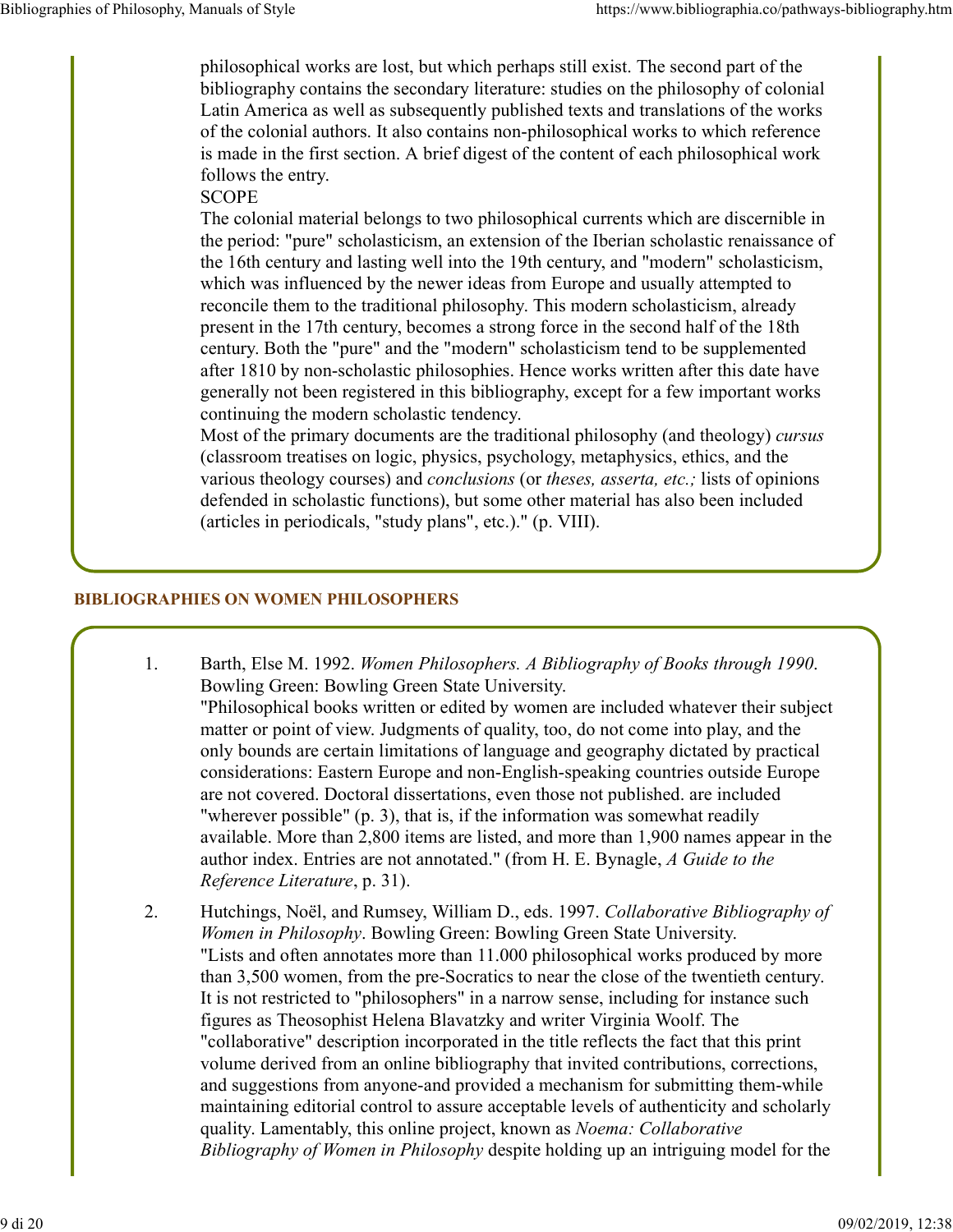philosophical works are lost, but which perhaps still exist. The second part of the bibliography contains the secondary literature: studies on the philosophy of colonial Latin America as well as subsequently published texts and translations of the works of the colonial authors. It also contains non-philosophical works to which reference is made in the first section. A brief digest of the content of each philosophical work follows the entry.

SCOPE

The colonial material belongs to two philosophical currents which are discernible in the period: "pure" scholasticism, an extension of the Iberian scholastic renaissance of the 16th century and lasting well into the 19th century, and "modern" scholasticism, which was influenced by the newer ideas from Europe and usually attempted to reconcile them to the traditional philosophy. This modern scholasticism, already present in the 17th century, becomes a strong force in the second half of the 18th century. Both the "pure" and the "modern" scholasticism tend to be supplemented after 1810 by non-scholastic philosophies. Hence works written after this date have generally not been registered in this bibliography, except for a few important works continuing the modern scholastic tendency.

Most of the primary documents are the traditional philosophy (and theology) *cursus* (classroom treatises on logic, physics, psychology, metaphysics, ethics, and the various theology courses) and *conclusions* (or *theses, asserta, etc.;* lists of opinions defended in scholastic functions), but some other material has also been included (articles in periodicals, "study plans", etc.)." (p. VIII).

## BIBLIOGRAPHIES ON WOMEN PHILOSOPHERS

1. Barth, Else M. 1992. *Women Philosophers. A Bibliography of Books through 1990.* Bowling Green: Bowling Green State University.
   "Philosophical books written or edited by women are included whatever their subject matter or point of view. Judgments of quality, too, do not come into play, and the only bounds are certain limitations of language and geography dictated by practical considerations: Eastern Europe and non-English-speaking countries outside Europe are not covered. Doctoral dissertations, even those not published. are included "wherever possible" (p. 3), that is, if the information was somewhat readily available. More than 2,800 items are listed, and more than 1,900 names appear in the author index. Entries are not annotated." (from H. E. Bynagle, *A Guide to the Reference Literature*, p. 31).

2. Hutchings, Noël, and Rumsey, William D., eds. 1997. *Collaborative Bibliography of Women in Philosophy*. Bowling Green: Bowling Green State University.
   "Lists and often annotates more than 11.000 philosophical works produced by more than 3,500 women, from the pre-Socratics to near the close of the twentieth century. It is not restricted to "philosophers" in a narrow sense, including for instance such figures as Theosophist Helena Blavatzky and writer Virginia Woolf. The "collaborative" description incorporated in the title reflects the fact that this print volume derived from an online bibliography that invited contributions, corrections, and suggestions from anyone-and provided a mechanism for submitting them-while maintaining editorial control to assure acceptable levels of authenticity and scholarly quality. Lamentably, this online project, known as *Noema: Collaborative Bibliography of Women in Philosophy* despite holding up an intriguing model for the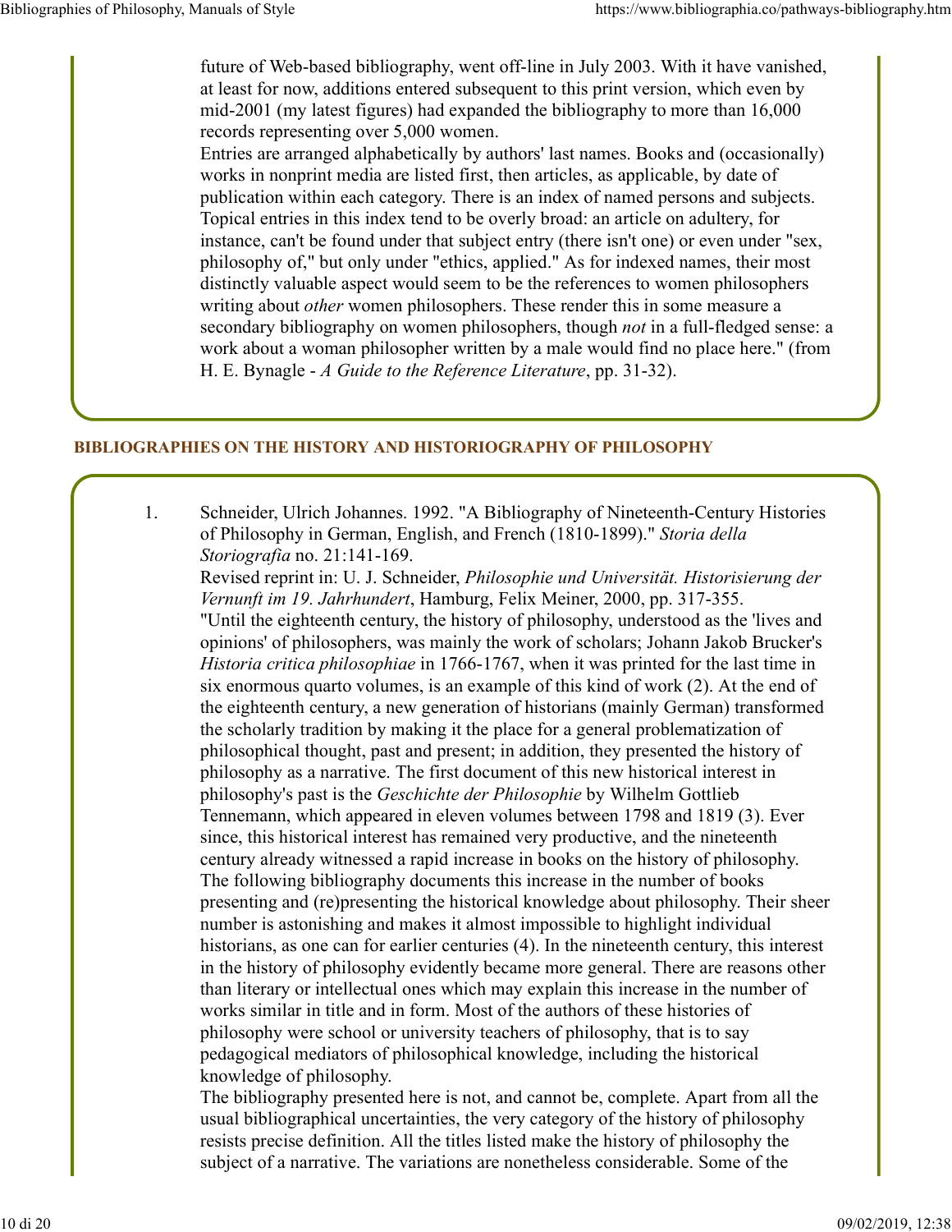future of Web-based bibliography, went off-line in July 2003. With it have vanished, at least for now, additions entered subsequent to this print version, which even by mid-2001 (my latest figures) had expanded the bibliography to more than 16,000 records representing over 5,000 women.

Entries are arranged alphabetically by authors' last names. Books and (occasionally) works in nonprint media are listed first, then articles, as applicable, by date of publication within each category. There is an index of named persons and subjects. Topical entries in this index tend to be overly broad: an article on adultery, for instance, can't be found under that subject entry (there isn't one) or even under "sex, philosophy of," but only under "ethics, applied." As for indexed names, their most distinctly valuable aspect would seem to be the references to women philosophers writing about *other* women philosophers. These render this in some measure a secondary bibliography on women philosophers, though *not* in a full-fledged sense: a work about a woman philosopher written by a male would find no place here." (from H. E. Bynagle - *A Guide to the Reference Literature*, pp. 31-32).

## BIBLIOGRAPHIES ON THE HISTORY AND HISTORIOGRAPHY OF PHILOSOPHY

1. Schneider, Ulrich Johannes. 1992. "A Bibliography of Nineteenth-Century Histories of Philosophy in German, English, and French (1810-1899)." *Storia della Storiografia* no. 21:141-169.

   Revised reprint in: U. J. Schneider, *Philosophie und Universität. Historisierung der Vernunft im 19. Jahrhundert*, Hamburg, Felix Meiner, 2000, pp. 317-355.

   "Until the eighteenth century, the history of philosophy, understood as the 'lives and opinions' of philosophers, was mainly the work of scholars; Johann Jakob Brucker's *Historia critica philosophiae* in 1766-1767, when it was printed for the last time in six enormous quarto volumes, is an example of this kind of work (2). At the end of the eighteenth century, a new generation of historians (mainly German) transformed the scholarly tradition by making it the place for a general problematization of philosophical thought, past and present; in addition, they presented the history of philosophy as a narrative. The first document of this new historical interest in philosophy's past is the *Geschichte der Philosophie* by Wilhelm Gottlieb Tennemann, which appeared in eleven volumes between 1798 and 1819 (3). Ever since, this historical interest has remained very productive, and the nineteenth century already witnessed a rapid increase in books on the history of philosophy. The following bibliography documents this increase in the number of books presenting and (re)presenting the historical knowledge about philosophy. Their sheer number is astonishing and makes it almost impossible to highlight individual historians, as one can for earlier centuries (4). In the nineteenth century, this interest in the history of philosophy evidently became more general. There are reasons other than literary or intellectual ones which may explain this increase in the number of works similar in title and in form. Most of the authors of these histories of philosophy were school or university teachers of philosophy, that is to say pedagogical mediators of philosophical knowledge, including the historical knowledge of philosophy.

   The bibliography presented here is not, and cannot be, complete. Apart from all the usual bibliographical uncertainties, the very category of the history of philosophy resists precise definition. All the titles listed make the history of philosophy the subject of a narrative. The variations are nonetheless considerable. Some of the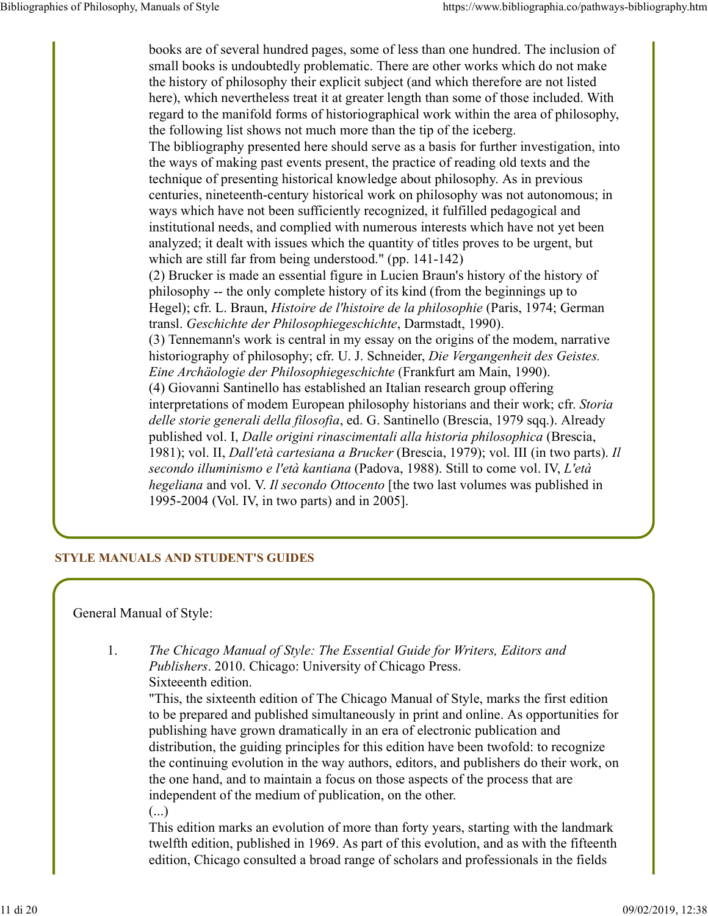books are of several hundred pages, some of less than one hundred. The inclusion of small books is undoubtedly problematic. There are other works which do not make the history of philosophy their explicit subject (and which therefore are not listed here), which nevertheless treat it at greater length than some of those included. With regard to the manifold forms of historiographical work within the area of philosophy, the following list shows not much more than the tip of the iceberg.
The bibliography presented here should serve as a basis for further investigation, into the ways of making past events present, the practice of reading old texts and the technique of presenting historical knowledge about philosophy. As in previous centuries, nineteenth-century historical work on philosophy was not autonomous; in ways which have not been sufficiently recognized, it fulfilled pedagogical and institutional needs, and complied with numerous interests which have not yet been analyzed; it dealt with issues which the quantity of titles proves to be urgent, but which are still far from being understood." (pp. 141-142)
(2) Brucker is made an essential figure in Lucien Braun's history of the history of philosophy -- the only complete history of its kind (from the beginnings up to Hegel); cfr. L. Braun, *Histoire de l'histoire de la philosophie* (Paris, 1974; German transl. *Geschichte der Philosophiegeschichte*, Darmstadt, 1990).
(3) Tennemann's work is central in my essay on the origins of the modem, narrative historiography of philosophy; cfr. U. J. Schneider, *Die Vergangenheit des Geistes. Eine Archäologie der Philosophiegeschichte* (Frankfurt am Main, 1990).
(4) Giovanni Santinello has established an Italian research group offering interpretations of modem European philosophy historians and their work; cfr. *Storia delle storie generali della filosofia*, ed. G. Santinello (Brescia, 1979 sqq.). Already published vol. I, *Dalle origini rinascimentali alla historia philosophica* (Brescia, 1981); vol. II, *Dall'età cartesiana a Brucker* (Brescia, 1979); vol. III (in two parts). *Il secondo illuminismo e l'età kantiana* (Padova, 1988). Still to come vol. IV, *L'età hegeliana* and vol. V. *Il secondo Ottocento* [the two last volumes was published in 1995-2004 (Vol. IV, in two parts) and in 2005].

## STYLE MANUALS AND STUDENT'S GUIDES

General Manual of Style:

1. *The Chicago Manual of Style: The Essential Guide for Writers, Editors and Publishers*. 2010. Chicago: University of Chicago Press.
   Sixteenth edition.
   "This, the sixteenth edition of The Chicago Manual of Style, marks the first edition to be prepared and published simultaneously in print and online. As opportunities for publishing have grown dramatically in an era of electronic publication and distribution, the guiding principles for this edition have been twofold: to recognize the continuing evolution in the way authors, editors, and publishers do their work, on the one hand, and to maintain a focus on those aspects of the process that are independent of the medium of publication, on the other.
   (...)
   This edition marks an evolution of more than forty years, starting with the landmark twelfth edition, published in 1969. As part of this evolution, and as with the fifteenth edition, Chicago consulted a broad range of scholars and professionals in the fields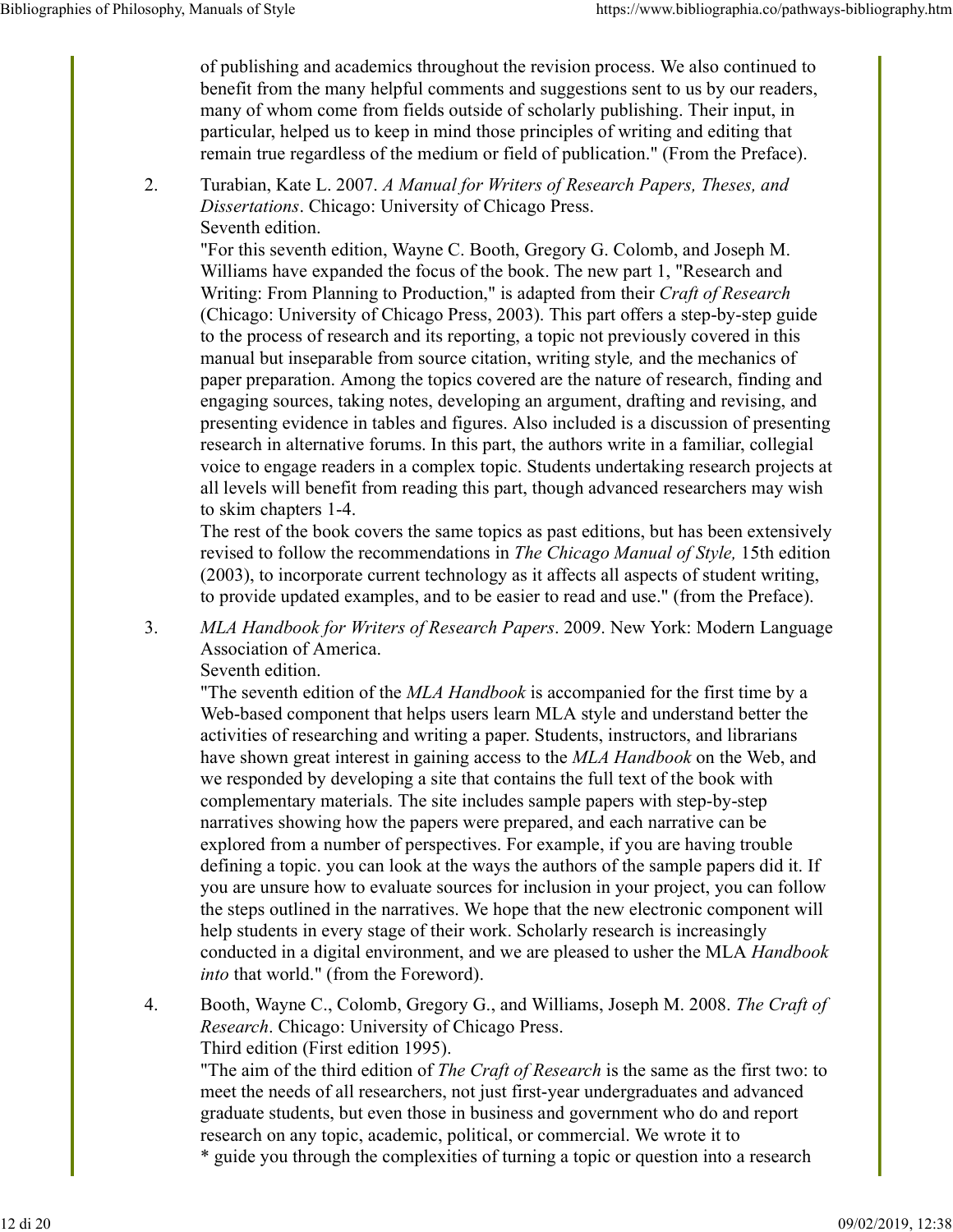of publishing and academics throughout the revision process. We also continued to benefit from the many helpful comments and suggestions sent to us by our readers, many of whom come from fields outside of scholarly publishing. Their input, in particular, helped us to keep in mind those principles of writing and editing that remain true regardless of the medium or field of publication." (From the Preface).

2. Turabian, Kate L. 2007. *A Manual for Writers of Research Papers, Theses, and Dissertations*. Chicago: University of Chicago Press.
   Seventh edition.
   "For this seventh edition, Wayne C. Booth, Gregory G. Colomb, and Joseph M. Williams have expanded the focus of the book. The new part 1, "Research and Writing: From Planning to Production," is adapted from their *Craft of Research* (Chicago: University of Chicago Press, 2003). This part offers a step-by-step guide to the process of research and its reporting, a topic not previously covered in this manual but inseparable from source citation, writing style*,* and the mechanics of paper preparation. Among the topics covered are the nature of research, finding and engaging sources, taking notes, developing an argument, drafting and revising, and presenting evidence in tables and figures. Also included is a discussion of presenting research in alternative forums. In this part, the authors write in a familiar, collegial voice to engage readers in a complex topic. Students undertaking research projects at all levels will benefit from reading this part, though advanced researchers may wish to skim chapters 1-4.
   The rest of the book covers the same topics as past editions, but has been extensively revised to follow the recommendations in *The Chicago Manual of Style,* 15th edition (2003), to incorporate current technology as it affects all aspects of student writing, to provide updated examples, and to be easier to read and use." (from the Preface).

3. *MLA Handbook for Writers of Research Papers*. 2009. New York: Modern Language Association of America.
   Seventh edition.
   "The seventh edition of the *MLA Handbook* is accompanied for the first time by a Web-based component that helps users learn MLA style and understand better the activities of researching and writing a paper. Students, instructors, and librarians have shown great interest in gaining access to the *MLA Handbook* on the Web, and we responded by developing a site that contains the full text of the book with complementary materials. The site includes sample papers with step-by-step narratives showing how the papers were prepared, and each narrative can be explored from a number of perspectives. For example, if you are having trouble defining a topic. you can look at the ways the authors of the sample papers did it. If you are unsure how to evaluate sources for inclusion in your project, you can follow the steps outlined in the narratives. We hope that the new electronic component will help students in every stage of their work. Scholarly research is increasingly conducted in a digital environment, and we are pleased to usher the MLA *Handbook into* that world." (from the Foreword).

4. Booth, Wayne C., Colomb, Gregory G., and Williams, Joseph M. 2008. *The Craft of Research*. Chicago: University of Chicago Press.
   Third edition (First edition 1995).
   "The aim of the third edition of *The Craft of Research* is the same as the first two: to meet the needs of all researchers, not just first-year undergraduates and advanced graduate students, but even those in business and government who do and report research on any topic, academic, political, or commercial. We wrote it to
   * guide you through the complexities of turning a topic or question into a research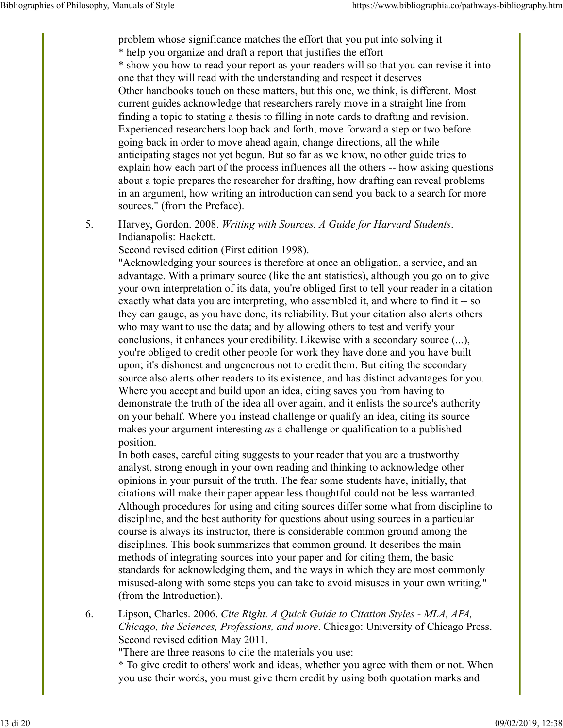problem whose significance matches the effort that you put into solving it
* help you organize and draft a report that justifies the effort
* show you how to read your report as your readers will so that you can revise it into one that they will read with the understanding and respect it deserves
Other handbooks touch on these matters, but this one, we think, is different. Most current guides acknowledge that researchers rarely move in a straight line from finding a topic to stating a thesis to filling in note cards to drafting and revision. Experienced researchers loop back and forth, move forward a step or two before going back in order to move ahead again, change directions, all the while anticipating stages not yet begun. But so far as we know, no other guide tries to explain how each part of the process influences all the others -- how asking questions about a topic prepares the researcher for drafting, how drafting can reveal problems in an argument, how writing an introduction can send you back to a search for more sources." (from the Preface).

5. Harvey, Gordon. 2008. *Writing with Sources. A Guide for Harvard Students*. Indianapolis: Hackett.
Second revised edition (First edition 1998).
"Acknowledging your sources is therefore at once an obligation, a service, and an advantage. With a primary source (like the ant statistics), although you go on to give your own interpretation of its data, you're obliged first to tell your reader in a citation exactly what data you are interpreting, who assembled it, and where to find it -- so they can gauge, as you have done, its reliability. But your citation also alerts others who may want to use the data; and by allowing others to test and verify your conclusions, it enhances your credibility. Likewise with a secondary source (...), you're obliged to credit other people for work they have done and you have built upon; it's dishonest and ungenerous not to credit them. But citing the secondary source also alerts other readers to its existence, and has distinct advantages for you. Where you accept and build upon an idea, citing saves you from having to demonstrate the truth of the idea all over again, and it enlists the source's authority on your behalf. Where you instead challenge or qualify an idea, citing its source makes your argument interesting *as* a challenge or qualification to a published position.
In both cases, careful citing suggests to your reader that you are a trustworthy analyst, strong enough in your own reading and thinking to acknowledge other opinions in your pursuit of the truth. The fear some students have, initially, that citations will make their paper appear less thoughtful could not be less warranted. Although procedures for using and citing sources differ some what from discipline to discipline, and the best authority for questions about using sources in a particular course is always its instructor, there is considerable common ground among the disciplines. This book summarizes that common ground. It describes the main methods of integrating sources into your paper and for citing them, the basic standards for acknowledging them, and the ways in which they are most commonly misused-along with some steps you can take to avoid misuses in your own writing." (from the Introduction).

6. Lipson, Charles. 2006. *Cite Right. A Quick Guide to Citation Styles - MLA, APA, Chicago, the Sciences, Professions, and more*. Chicago: University of Chicago Press.
Second revised edition May 2011.
"There are three reasons to cite the materials you use:
* To give credit to others' work and ideas, whether you agree with them or not. When you use their words, you must give them credit by using both quotation marks and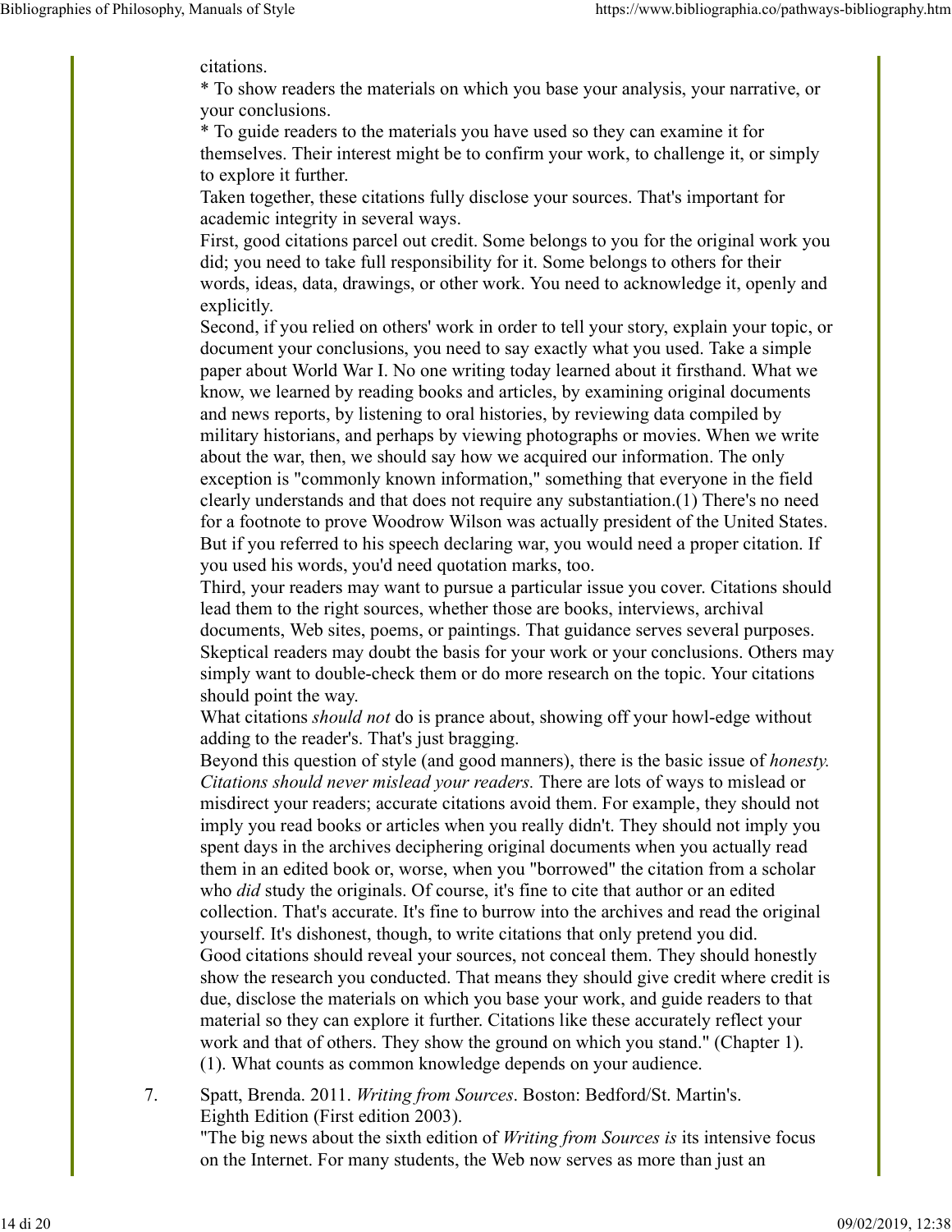citations.

* To show readers the materials on which you base your analysis, your narrative, or your conclusions.

* To guide readers to the materials you have used so they can examine it for themselves. Their interest might be to confirm your work, to challenge it, or simply to explore it further.

Taken together, these citations fully disclose your sources. That's important for academic integrity in several ways.

First, good citations parcel out credit. Some belongs to you for the original work you did; you need to take full responsibility for it. Some belongs to others for their words, ideas, data, drawings, or other work. You need to acknowledge it, openly and explicitly.

Second, if you relied on others' work in order to tell your story, explain your topic, or document your conclusions, you need to say exactly what you used. Take a simple paper about World War I. No one writing today learned about it firsthand. What we know, we learned by reading books and articles, by examining original documents and news reports, by listening to oral histories, by reviewing data compiled by military historians, and perhaps by viewing photographs or movies. When we write about the war, then, we should say how we acquired our information. The only exception is "commonly known information," something that everyone in the field clearly understands and that does not require any substantiation.(1) There's no need for a footnote to prove Woodrow Wilson was actually president of the United States. But if you referred to his speech declaring war, you would need a proper citation. If you used his words, you'd need quotation marks, too.

Third, your readers may want to pursue a particular issue you cover. Citations should lead them to the right sources, whether those are books, interviews, archival documents, Web sites, poems, or paintings. That guidance serves several purposes. Skeptical readers may doubt the basis for your work or your conclusions. Others may simply want to double-check them or do more research on the topic. Your citations should point the way.

What citations *should not* do is prance about, showing off your howl-edge without adding to the reader's. That's just bragging.

Beyond this question of style (and good manners), there is the basic issue of *honesty. Citations should never mislead your readers.* There are lots of ways to mislead or misdirect your readers; accurate citations avoid them. For example, they should not imply you read books or articles when you really didn't. They should not imply you spent days in the archives deciphering original documents when you actually read them in an edited book or, worse, when you "borrowed" the citation from a scholar who *did* study the originals. Of course, it's fine to cite that author or an edited collection. That's accurate. It's fine to burrow into the archives and read the original yourself. It's dishonest, though, to write citations that only pretend you did.

Good citations should reveal your sources, not conceal them. They should honestly show the research you conducted. That means they should give credit where credit is due, disclose the materials on which you base your work, and guide readers to that material so they can explore it further. Citations like these accurately reflect your work and that of others. They show the ground on which you stand." (Chapter 1).

(1). What counts as common knowledge depends on your audience.

7. Spatt, Brenda. 2011. *Writing from Sources*. Boston: Bedford/St. Martin's. Eighth Edition (First edition 2003).

   "The big news about the sixth edition of *Writing from Sources is* its intensive focus on the Internet. For many students, the Web now serves as more than just an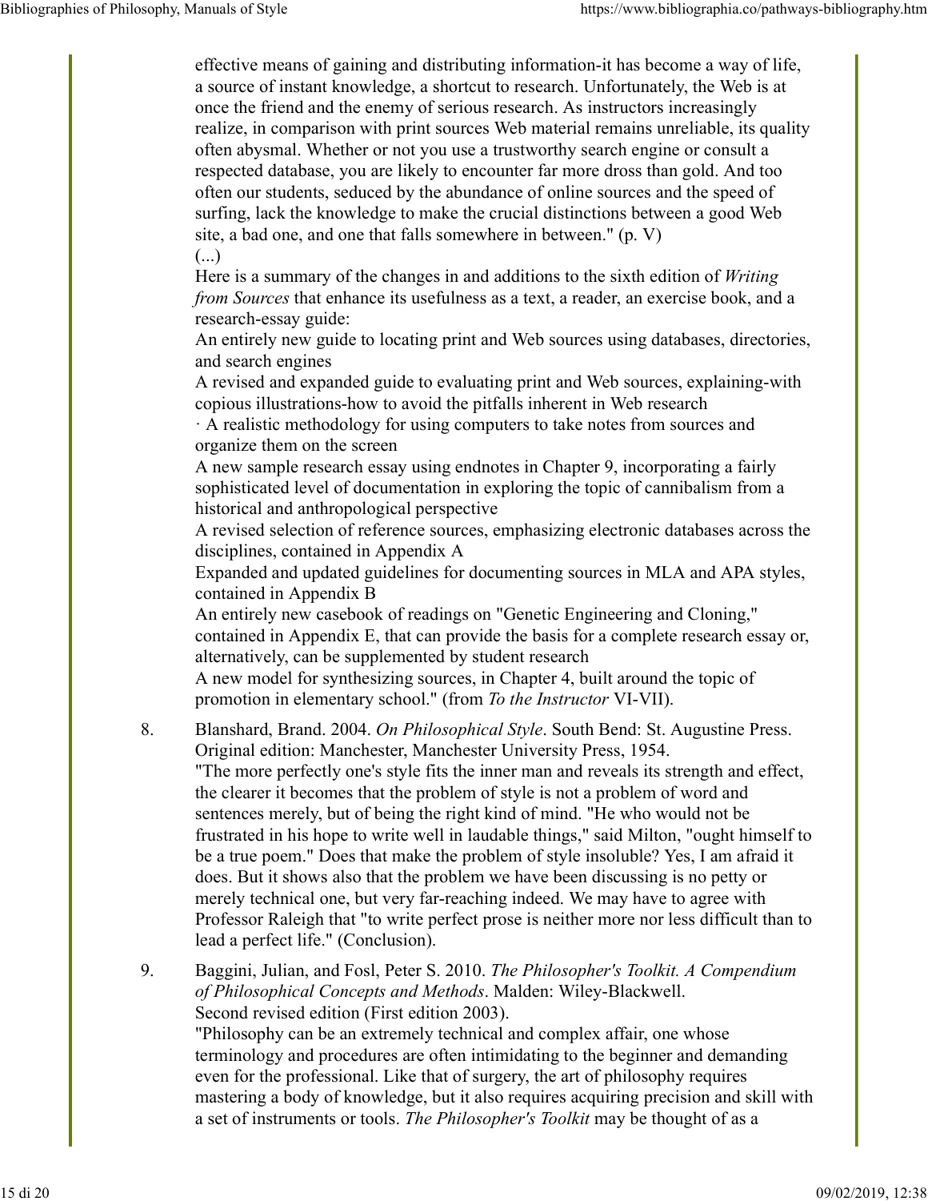effective means of gaining and distributing information-it has become a way of life, a source of instant knowledge, a shortcut to research. Unfortunately, the Web is at once the friend and the enemy of serious research. As instructors increasingly realize, in comparison with print sources Web material remains unreliable, its quality often abysmal. Whether or not you use a trustworthy search engine or consult a respected database, you are likely to encounter far more dross than gold. And too often our students, seduced by the abundance of online sources and the speed of surfing, lack the knowledge to make the crucial distinctions between a good Web site, a bad one, and one that falls somewhere in between." (p. V)

(...)

Here is a summary of the changes in and additions to the sixth edition of *Writing from Sources* that enhance its usefulness as a text, a reader, an exercise book, and a research-essay guide:

An entirely new guide to locating print and Web sources using databases, directories, and search engines

A revised and expanded guide to evaluating print and Web sources, explaining-with copious illustrations-how to avoid the pitfalls inherent in Web research

· A realistic methodology for using computers to take notes from sources and organize them on the screen

A new sample research essay using endnotes in Chapter 9, incorporating a fairly sophisticated level of documentation in exploring the topic of cannibalism from a historical and anthropological perspective

A revised selection of reference sources, emphasizing electronic databases across the disciplines, contained in Appendix A

Expanded and updated guidelines for documenting sources in MLA and APA styles, contained in Appendix B

An entirely new casebook of readings on "Genetic Engineering and Cloning," contained in Appendix E, that can provide the basis for a complete research essay or, alternatively, can be supplemented by student research

A new model for synthesizing sources, in Chapter 4, built around the topic of promotion in elementary school." (from *To the Instructor* VI-VII).

8. Blanshard, Brand. 2004. *On Philosophical Style*. South Bend: St. Augustine Press. Original edition: Manchester, Manchester University Press, 1954.
"The more perfectly one's style fits the inner man and reveals its strength and effect, the clearer it becomes that the problem of style is not a problem of word and sentences merely, but of being the right kind of mind. "He who would not be frustrated in his hope to write well in laudable things," said Milton, "ought himself to be a true poem." Does that make the problem of style insoluble? Yes, I am afraid it does. But it shows also that the problem we have been discussing is no petty or merely technical one, but very far-reaching indeed. We may have to agree with Professor Raleigh that "to write perfect prose is neither more nor less difficult than to lead a perfect life." (Conclusion).

9. Baggini, Julian, and Fosl, Peter S. 2010. *The Philosopher's Toolkit. A Compendium of Philosophical Concepts and Methods*. Malden: Wiley-Blackwell.
Second revised edition (First edition 2003).
"Philosophy can be an extremely technical and complex affair, one whose terminology and procedures are often intimidating to the beginner and demanding even for the professional. Like that of surgery, the art of philosophy requires mastering a body of knowledge, but it also requires acquiring precision and skill with a set of instruments or tools. *The Philosopher's Toolkit* may be thought of as a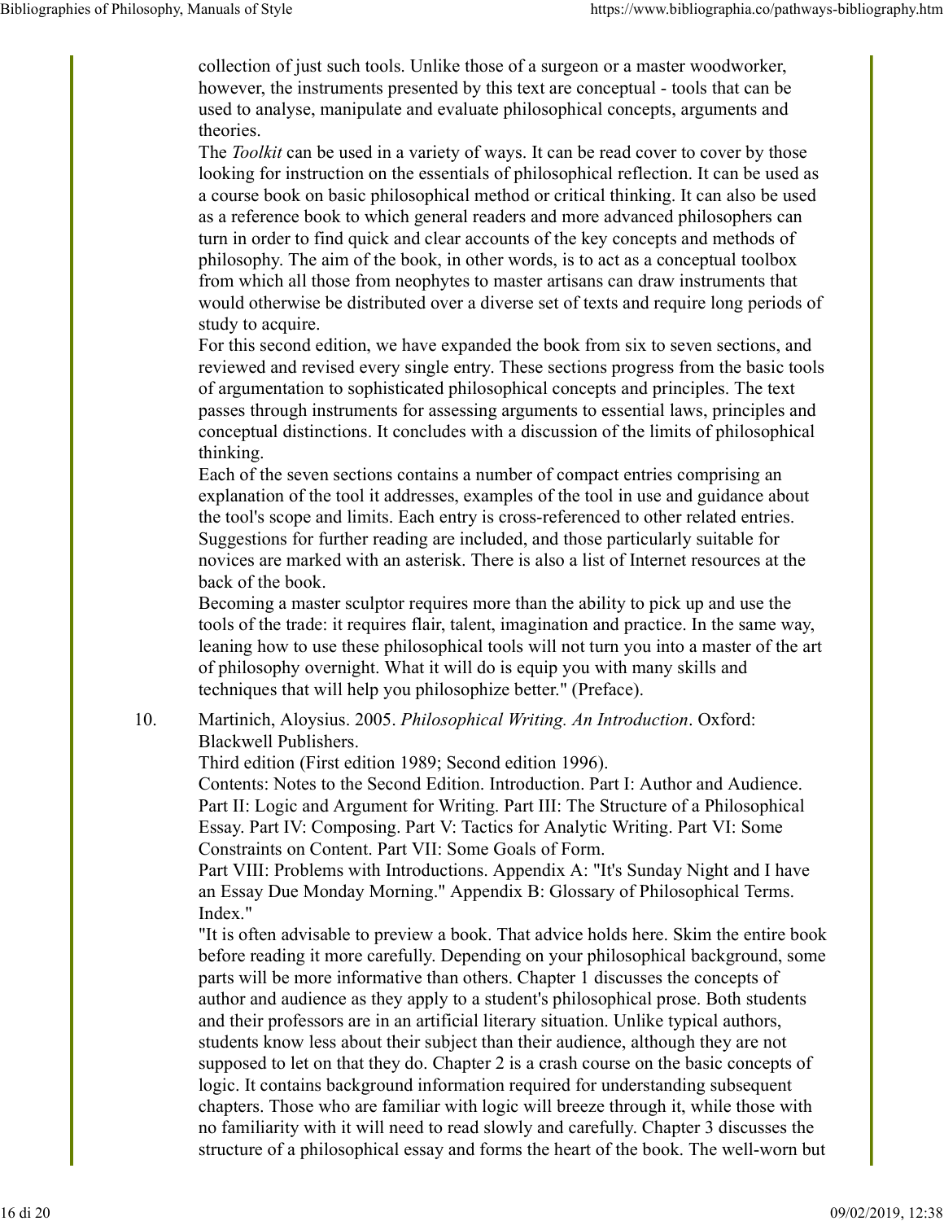collection of just such tools. Unlike those of a surgeon or a master woodworker, however, the instruments presented by this text are conceptual - tools that can be used to analyse, manipulate and evaluate philosophical concepts, arguments and theories.

The *Toolkit* can be used in a variety of ways. It can be read cover to cover by those looking for instruction on the essentials of philosophical reflection. It can be used as a course book on basic philosophical method or critical thinking. It can also be used as a reference book to which general readers and more advanced philosophers can turn in order to find quick and clear accounts of the key concepts and methods of philosophy. The aim of the book, in other words, is to act as a conceptual toolbox from which all those from neophytes to master artisans can draw instruments that would otherwise be distributed over a diverse set of texts and require long periods of study to acquire.

For this second edition, we have expanded the book from six to seven sections, and reviewed and revised every single entry. These sections progress from the basic tools of argumentation to sophisticated philosophical concepts and principles. The text passes through instruments for assessing arguments to essential laws, principles and conceptual distinctions. It concludes with a discussion of the limits of philosophical thinking.

Each of the seven sections contains a number of compact entries comprising an explanation of the tool it addresses, examples of the tool in use and guidance about the tool's scope and limits. Each entry is cross-referenced to other related entries. Suggestions for further reading are included, and those particularly suitable for novices are marked with an asterisk. There is also a list of Internet resources at the back of the book.

Becoming a master sculptor requires more than the ability to pick up and use the tools of the trade: it requires flair, talent, imagination and practice. In the same way, leaning how to use these philosophical tools will not turn you into a master of the art of philosophy overnight. What it will do is equip you with many skills and techniques that will help you philosophize better." (Preface).

10. Martinich, Aloysius. 2005. *Philosophical Writing. An Introduction*. Oxford: Blackwell Publishers.

    Third edition (First edition 1989; Second edition 1996).

    Contents: Notes to the Second Edition. Introduction. Part I: Author and Audience. Part II: Logic and Argument for Writing. Part III: The Structure of a Philosophical Essay. Part IV: Composing. Part V: Tactics for Analytic Writing. Part VI: Some Constraints on Content. Part VII: Some Goals of Form.

    Part VIII: Problems with Introductions. Appendix A: "It's Sunday Night and I have an Essay Due Monday Morning." Appendix B: Glossary of Philosophical Terms. Index."

    "It is often advisable to preview a book. That advice holds here. Skim the entire book before reading it more carefully. Depending on your philosophical background, some parts will be more informative than others. Chapter 1 discusses the concepts of author and audience as they apply to a student's philosophical prose. Both students and their professors are in an artificial literary situation. Unlike typical authors, students know less about their subject than their audience, although they are not supposed to let on that they do. Chapter 2 is a crash course on the basic concepts of logic. It contains background information required for understanding subsequent chapters. Those who are familiar with logic will breeze through it, while those with no familiarity with it will need to read slowly and carefully. Chapter 3 discusses the structure of a philosophical essay and forms the heart of the book. The well-worn but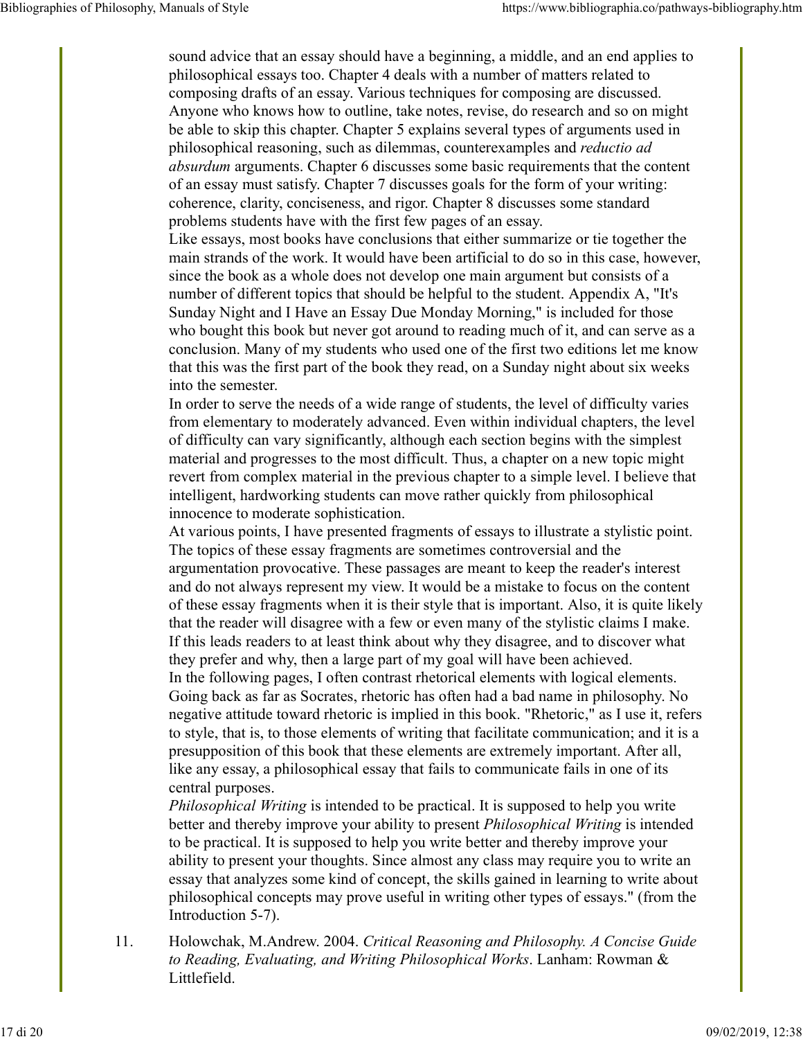sound advice that an essay should have a beginning, a middle, and an end applies to philosophical essays too. Chapter 4 deals with a number of matters related to composing drafts of an essay. Various techniques for composing are discussed. Anyone who knows how to outline, take notes, revise, do research and so on might be able to skip this chapter. Chapter 5 explains several types of arguments used in philosophical reasoning, such as dilemmas, counterexamples and *reductio ad absurdum* arguments. Chapter 6 discusses some basic requirements that the content of an essay must satisfy. Chapter 7 discusses goals for the form of your writing: coherence, clarity, conciseness, and rigor. Chapter 8 discusses some standard problems students have with the first few pages of an essay.
Like essays, most books have conclusions that either summarize or tie together the main strands of the work. It would have been artificial to do so in this case, however, since the book as a whole does not develop one main argument but consists of a number of different topics that should be helpful to the student. Appendix A, "It's Sunday Night and I Have an Essay Due Monday Morning," is included for those who bought this book but never got around to reading much of it, and can serve as a conclusion. Many of my students who used one of the first two editions let me know that this was the first part of the book they read, on a Sunday night about six weeks into the semester.
In order to serve the needs of a wide range of students, the level of difficulty varies from elementary to moderately advanced. Even within individual chapters, the level of difficulty can vary significantly, although each section begins with the simplest material and progresses to the most difficult. Thus, a chapter on a new topic might revert from complex material in the previous chapter to a simple level. I believe that intelligent, hardworking students can move rather quickly from philosophical innocence to moderate sophistication.
At various points, I have presented fragments of essays to illustrate a stylistic point. The topics of these essay fragments are sometimes controversial and the argumentation provocative. These passages are meant to keep the reader's interest and do not always represent my view. It would be a mistake to focus on the content of these essay fragments when it is their style that is important. Also, it is quite likely that the reader will disagree with a few or even many of the stylistic claims I make. If this leads readers to at least think about why they disagree, and to discover what they prefer and why, then a large part of my goal will have been achieved.
In the following pages, I often contrast rhetorical elements with logical elements. Going back as far as Socrates, rhetoric has often had a bad name in philosophy. No negative attitude toward rhetoric is implied in this book. "Rhetoric," as I use it, refers to style, that is, to those elements of writing that facilitate communication; and it is a presupposition of this book that these elements are extremely important. After all, like any essay, a philosophical essay that fails to communicate fails in one of its central purposes.
*Philosophical Writing* is intended to be practical. It is supposed to help you write better and thereby improve your ability to present *Philosophical Writing* is intended to be practical. It is supposed to help you write better and thereby improve your ability to present your thoughts. Since almost any class may require you to write an essay that analyzes some kind of concept, the skills gained in learning to write about philosophical concepts may prove useful in writing other types of essays." (from the Introduction 5-7).

11. Holowchak, M.Andrew. 2004. *Critical Reasoning and Philosophy. A Concise Guide to Reading, Evaluating, and Writing Philosophical Works*. Lanham: Rowman & Littlefield.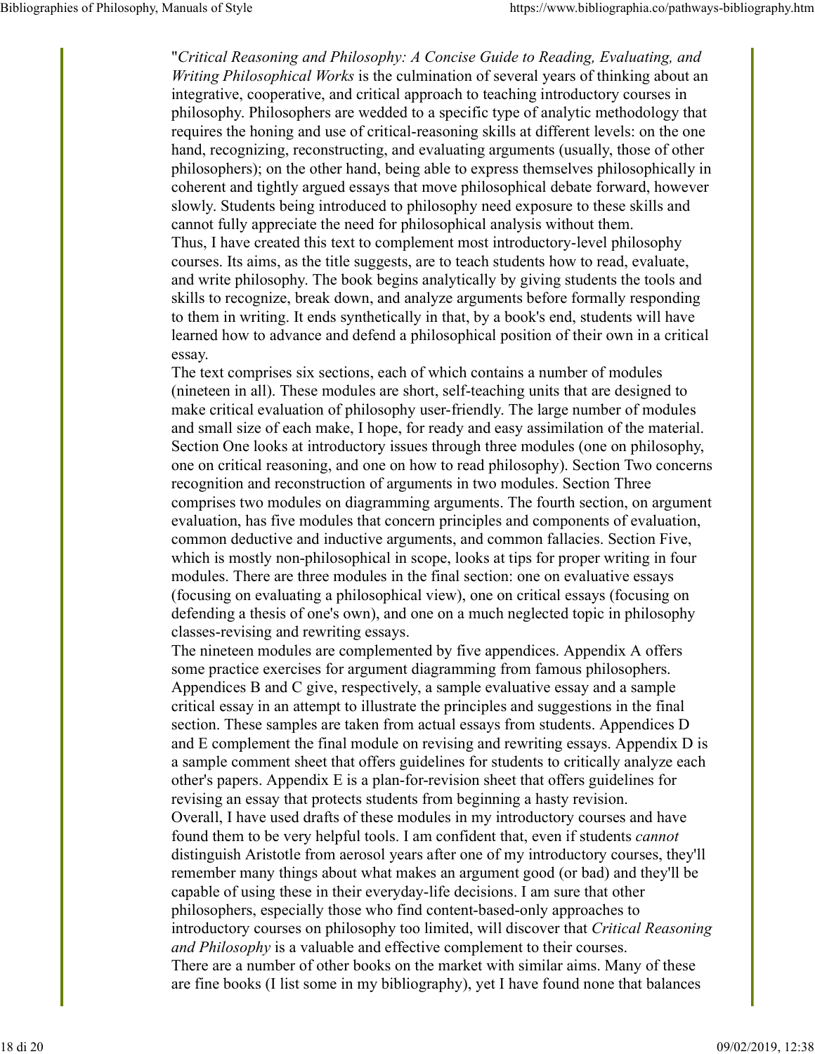"*Critical Reasoning and Philosophy: A Concise Guide to Reading, Evaluating, and Writing Philosophical Works* is the culmination of several years of thinking about an integrative, cooperative, and critical approach to teaching introductory courses in philosophy. Philosophers are wedded to a specific type of analytic methodology that requires the honing and use of critical-reasoning skills at different levels: on the one hand, recognizing, reconstructing, and evaluating arguments (usually, those of other philosophers); on the other hand, being able to express themselves philosophically in coherent and tightly argued essays that move philosophical debate forward, however slowly. Students being introduced to philosophy need exposure to these skills and cannot fully appreciate the need for philosophical analysis without them.

Thus, I have created this text to complement most introductory-level philosophy courses. Its aims, as the title suggests, are to teach students how to read, evaluate, and write philosophy. The book begins analytically by giving students the tools and skills to recognize, break down, and analyze arguments before formally responding to them in writing. It ends synthetically in that, by a book's end, students will have learned how to advance and defend a philosophical position of their own in a critical essay.

The text comprises six sections, each of which contains a number of modules (nineteen in all). These modules are short, self-teaching units that are designed to make critical evaluation of philosophy user-friendly. The large number of modules and small size of each make, I hope, for ready and easy assimilation of the material. Section One looks at introductory issues through three modules (one on philosophy, one on critical reasoning, and one on how to read philosophy). Section Two concerns recognition and reconstruction of arguments in two modules. Section Three comprises two modules on diagramming arguments. The fourth section, on argument evaluation, has five modules that concern principles and components of evaluation, common deductive and inductive arguments, and common fallacies. Section Five, which is mostly non-philosophical in scope, looks at tips for proper writing in four modules. There are three modules in the final section: one on evaluative essays (focusing on evaluating a philosophical view), one on critical essays (focusing on defending a thesis of one's own), and one on a much neglected topic in philosophy classes-revising and rewriting essays.

The nineteen modules are complemented by five appendices. Appendix A offers some practice exercises for argument diagramming from famous philosophers. Appendices B and C give, respectively, a sample evaluative essay and a sample critical essay in an attempt to illustrate the principles and suggestions in the final section. These samples are taken from actual essays from students. Appendices D and E complement the final module on revising and rewriting essays. Appendix D is a sample comment sheet that offers guidelines for students to critically analyze each other's papers. Appendix E is a plan-for-revision sheet that offers guidelines for revising an essay that protects students from beginning a hasty revision.

Overall, I have used drafts of these modules in my introductory courses and have found them to be very helpful tools. I am confident that, even if students *cannot* distinguish Aristotle from aerosol years after one of my introductory courses, they'll remember many things about what makes an argument good (or bad) and they'll be capable of using these in their everyday-life decisions. I am sure that other philosophers, especially those who find content-based-only approaches to introductory courses on philosophy too limited, will discover that *Critical Reasoning and Philosophy* is a valuable and effective complement to their courses.

There are a number of other books on the market with similar aims. Many of these are fine books (I list some in my bibliography), yet I have found none that balances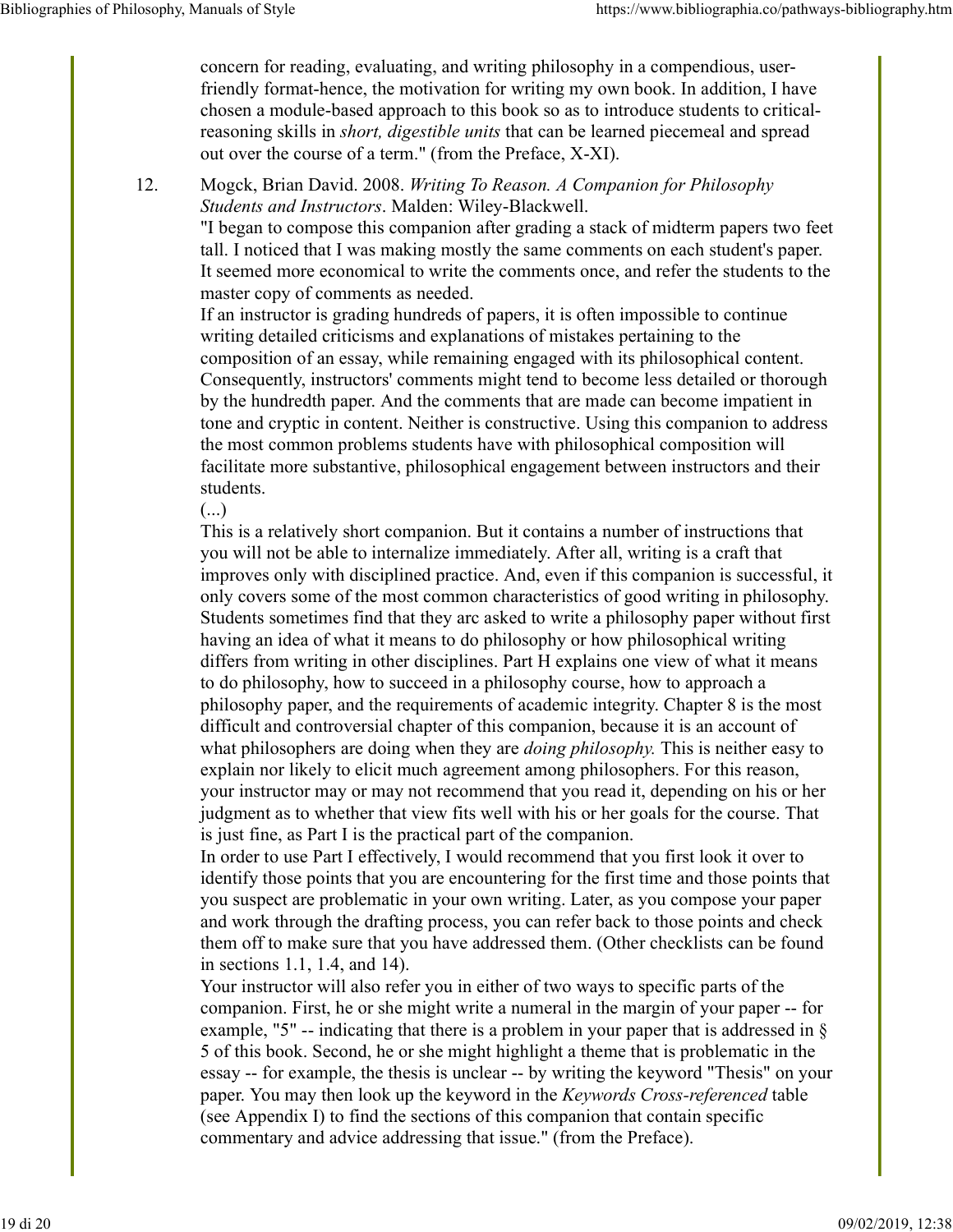concern for reading, evaluating, and writing philosophy in a compendious, user-friendly format-hence, the motivation for writing my own book. In addition, I have chosen a module-based approach to this book so as to introduce students to critical-reasoning skills in *short, digestible units* that can be learned piecemeal and spread out over the course of a term." (from the Preface, X-XI).

12. Mogck, Brian David. 2008. *Writing To Reason. A Companion for Philosophy Students and Instructors*. Malden: Wiley-Blackwell.
"I began to compose this companion after grading a stack of midterm papers two feet tall. I noticed that I was making mostly the same comments on each student's paper. It seemed more economical to write the comments once, and refer the students to the master copy of comments as needed.
If an instructor is grading hundreds of papers, it is often impossible to continue writing detailed criticisms and explanations of mistakes pertaining to the composition of an essay, while remaining engaged with its philosophical content. Consequently, instructors' comments might tend to become less detailed or thorough by the hundredth paper. And the comments that are made can become impatient in tone and cryptic in content. Neither is constructive. Using this companion to address the most common problems students have with philosophical composition will facilitate more substantive, philosophical engagement between instructors and their students.
(...)
This is a relatively short companion. But it contains a number of instructions that you will not be able to internalize immediately. After all, writing is a craft that improves only with disciplined practice. And, even if this companion is successful, it only covers some of the most common characteristics of good writing in philosophy. Students sometimes find that they arc asked to write a philosophy paper without first having an idea of what it means to do philosophy or how philosophical writing differs from writing in other disciplines. Part H explains one view of what it means to do philosophy, how to succeed in a philosophy course, how to approach a philosophy paper, and the requirements of academic integrity. Chapter 8 is the most difficult and controversial chapter of this companion, because it is an account of what philosophers are doing when they are *doing philosophy.* This is neither easy to explain nor likely to elicit much agreement among philosophers. For this reason, your instructor may or may not recommend that you read it, depending on his or her judgment as to whether that view fits well with his or her goals for the course. That is just fine, as Part I is the practical part of the companion.
In order to use Part I effectively, I would recommend that you first look it over to identify those points that you are encountering for the first time and those points that you suspect are problematic in your own writing. Later, as you compose your paper and work through the drafting process, you can refer back to those points and check them off to make sure that you have addressed them. (Other checklists can be found in sections 1.1, 1.4, and 14).
Your instructor will also refer you in either of two ways to specific parts of the companion. First, he or she might write a numeral in the margin of your paper -- for example, "5" -- indicating that there is a problem in your paper that is addressed in § 5 of this book. Second, he or she might highlight a theme that is problematic in the essay -- for example, the thesis is unclear -- by writing the keyword "Thesis" on your paper. You may then look up the keyword in the *Keywords Cross-referenced* table (see Appendix I) to find the sections of this companion that contain specific commentary and advice addressing that issue." (from the Preface).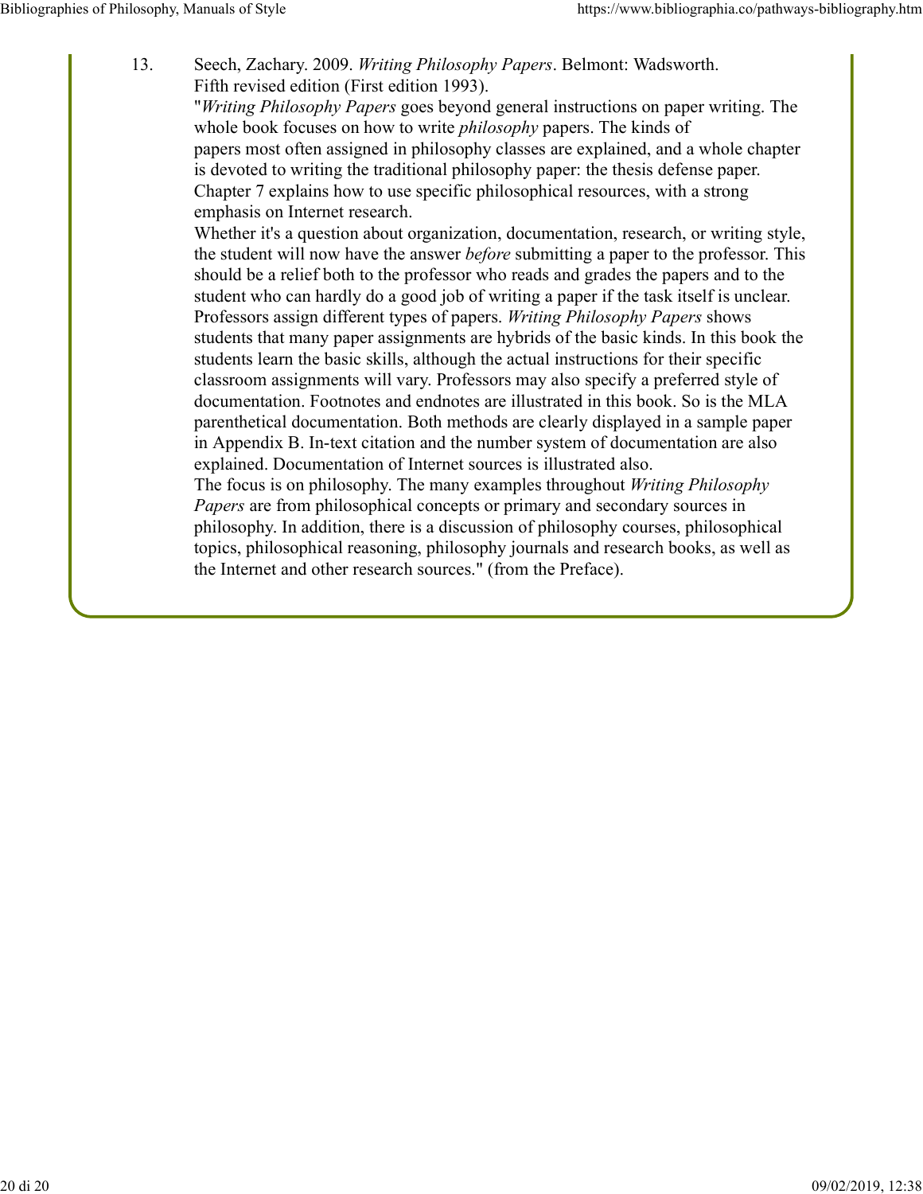13. Seech, Zachary. 2009. *Writing Philosophy Papers*. Belmont: Wadsworth.
    Fifth revised edition (First edition 1993).
    "*Writing Philosophy Papers* goes beyond general instructions on paper writing. The whole book focuses on how to write *philosophy* papers. The kinds of papers most often assigned in philosophy classes are explained, and a whole chapter is devoted to writing the traditional philosophy paper: the thesis defense paper. Chapter 7 explains how to use specific philosophical resources, with a strong emphasis on Internet research.
    Whether it's a question about organization, documentation, research, or writing style, the student will now have the answer *before* submitting a paper to the professor. This should be a relief both to the professor who reads and grades the papers and to the student who can hardly do a good job of writing a paper if the task itself is unclear. Professors assign different types of papers. *Writing Philosophy Papers* shows students that many paper assignments are hybrids of the basic kinds. In this book the students learn the basic skills, although the actual instructions for their specific classroom assignments will vary. Professors may also specify a preferred style of documentation. Footnotes and endnotes are illustrated in this book. So is the MLA parenthetical documentation. Both methods are clearly displayed in a sample paper in Appendix B. In-text citation and the number system of documentation are also explained. Documentation of Internet sources is illustrated also.
    The focus is on philosophy. The many examples throughout *Writing Philosophy Papers* are from philosophical concepts or primary and secondary sources in philosophy. In addition, there is a discussion of philosophy courses, philosophical topics, philosophical reasoning, philosophy journals and research books, as well as the Internet and other research sources." (from the Preface).